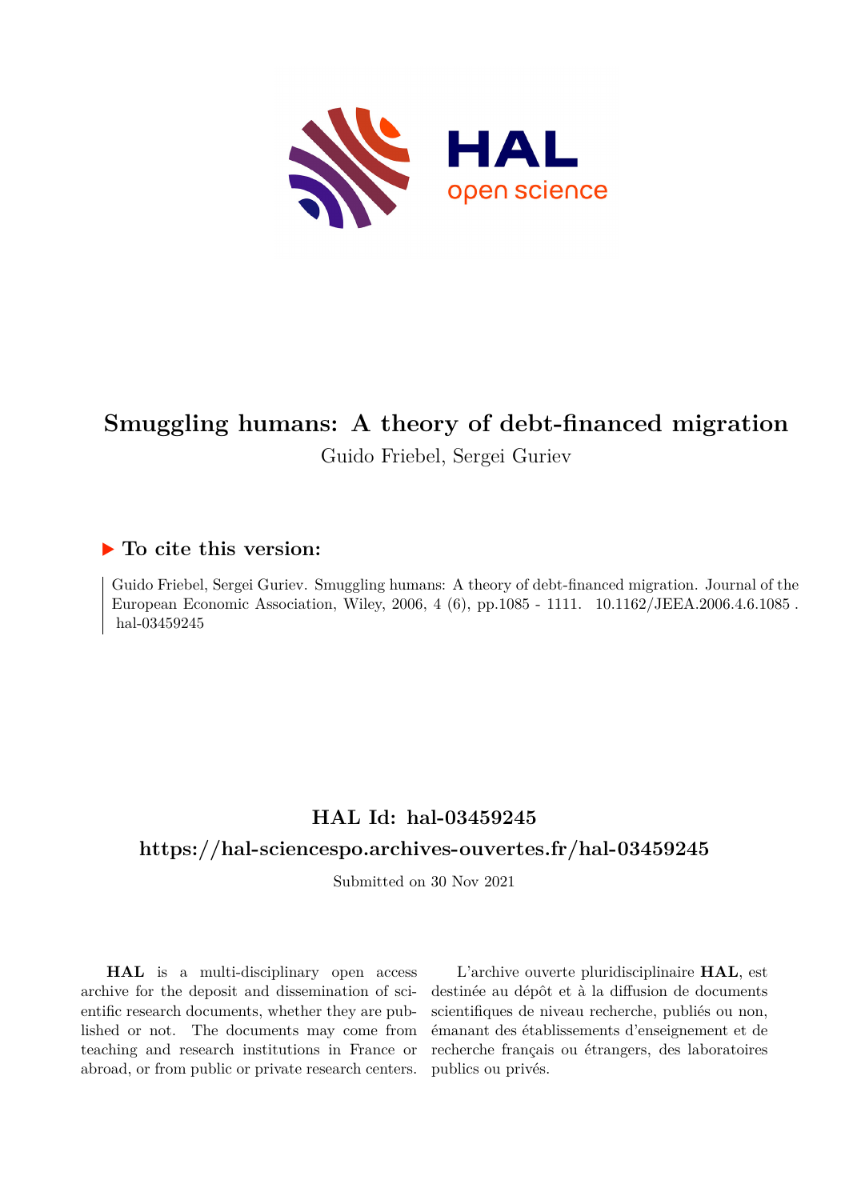# Smuggling humans: A theory of debt-financed migration

Guido Friebel, Sergei Guriev

## ▶ To cite this version:

Guido Friebel, Sergei Guriev. Smuggling humans: A theory of debt-financed migration. Journal of the European Economic Association, Wiley, 2006, 4 (6), pp.1085 - 1111. 10.1162/JEEA.2006.4.6.1085 . hal-03459245

## HAL Id: hal-03459245

## https://hal-sciencespo.archives-ouvertes.fr/hal-03459245

Submitted on 30 Nov 2021

**HAL** is a multi-disciplinary open access archive for the deposit and dissemination of scientific research documents, whether they are published or not. The documents may come from teaching and research institutions in France or abroad, or from public or private research centers.

L'archive ouverte pluridisciplinaire **HAL**, est destinée au dépôt et à la diffusion de documents scientifiques de niveau recherche, publiés ou non, émanant des établissements d'enseignement et de recherche français ou étrangers, des laboratoires publics ou privés.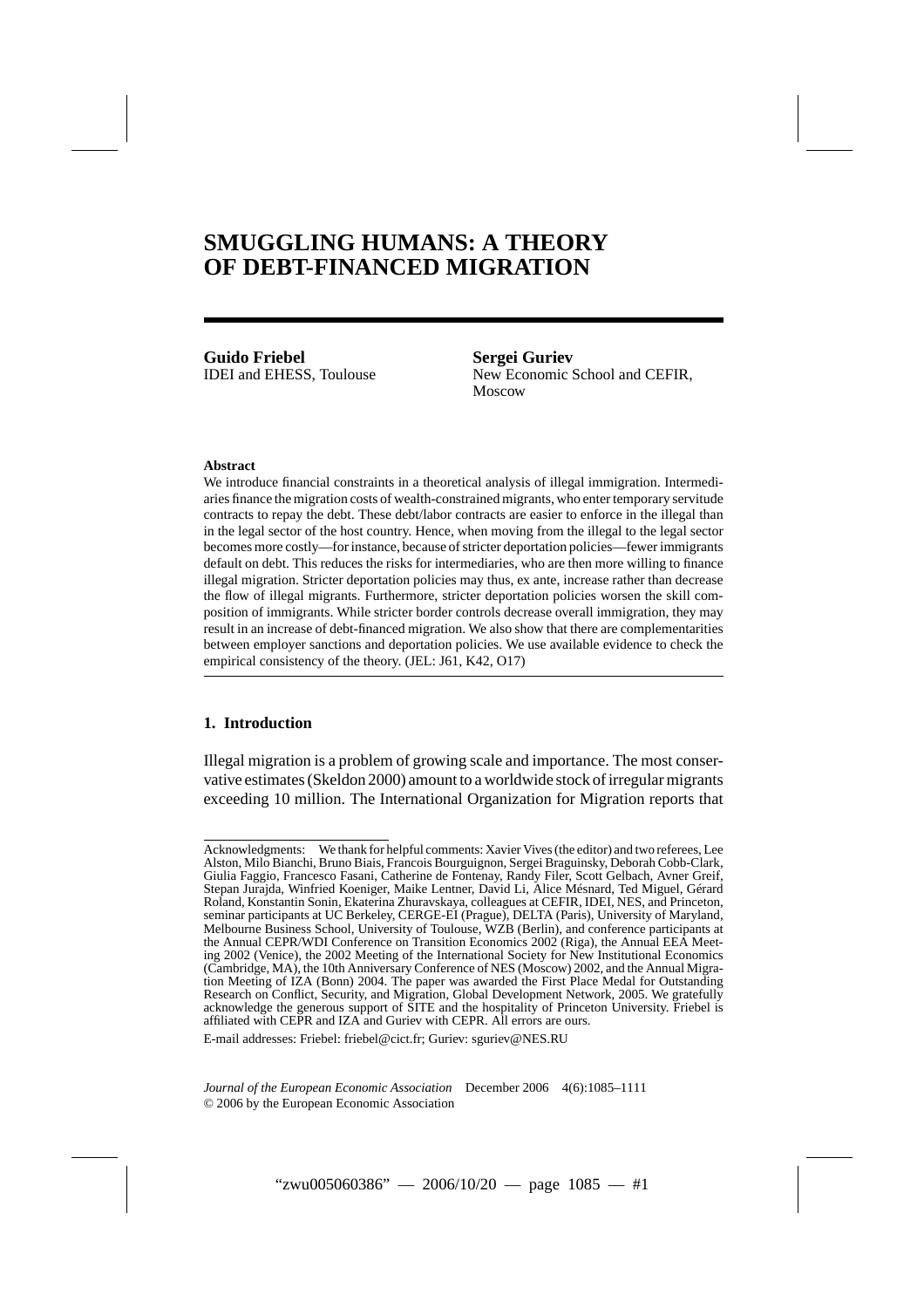# SMUGGLING HUMANS: A THEORY OF DEBT-FINANCED MIGRATION

**Guido Friebel**
IDEI and EHESS, Toulouse

**Sergei Guriev**
New Economic School and CEFIR, Moscow

**Abstract**

We introduce financial constraints in a theoretical analysis of illegal immigration. Intermediaries finance the migration costs of wealth-constrained migrants, who enter temporary servitude contracts to repay the debt. These debt/labor contracts are easier to enforce in the illegal than in the legal sector of the host country. Hence, when moving from the illegal to the legal sector becomes more costly—for instance, because of stricter deportation policies—fewer immigrants default on debt. This reduces the risks for intermediaries, who are then more willing to finance illegal migration. Stricter deportation policies may thus, ex ante, increase rather than decrease the flow of illegal migrants. Furthermore, stricter deportation policies worsen the skill composition of immigrants. While stricter border controls decrease overall immigration, they may result in an increase of debt-financed migration. We also show that there are complementarities between employer sanctions and deportation policies. We use available evidence to check the empirical consistency of the theory. (JEL: J61, K42, O17)

## 1. Introduction

Illegal migration is a problem of growing scale and importance. The most conservative estimates (Skeldon 2000) amount to a worldwide stock of irregular migrants exceeding 10 million. The International Organization for Migration reports that

---

Acknowledgments: We thank for helpful comments: Xavier Vives (the editor) and two referees, Lee Alston, Milo Bianchi, Bruno Biais, Francois Bourguignon, Sergei Braguinsky, Deborah Cobb-Clark, Giulia Faggio, Francesco Fasani, Catherine de Fontenay, Randy Filer, Scott Gelbach, Avner Greif, Stepan Jurajda, Winfried Koeniger, Maike Lentner, David Li, Alice Mésnard, Ted Miguel, Gérard Roland, Konstantin Sonin, Ekaterina Zhuravskaya, colleagues at CEFIR, IDEI, NES, and Princeton, seminar participants at UC Berkeley, CERGE-EI (Prague), DELTA (Paris), University of Maryland, Melbourne Business School, University of Toulouse, WZB (Berlin), and conference participants at the Annual CEPR/WDI Conference on Transition Economics 2002 (Riga), the Annual EEA Meeting 2002 (Venice), the 2002 Meeting of the International Society for New Institutional Economics (Cambridge, MA), the 10th Anniversary Conference of NES (Moscow) 2002, and the Annual Migration Meeting of IZA (Bonn) 2004. The paper was awarded the First Place Medal for Outstanding Research on Conflict, Security, and Migration, Global Development Network, 2005. We gratefully acknowledge the generous support of SITE and the hospitality of Princeton University. Friebel is affiliated with CEPR and IZA and Guriev with CEPR. All errors are ours.

E-mail addresses: Friebel: friebel@cict.fr; Guriev: sguriev@NES.RU

*Journal of the European Economic Association* December 2006 4(6):1085–1111
© 2006 by the European Economic Association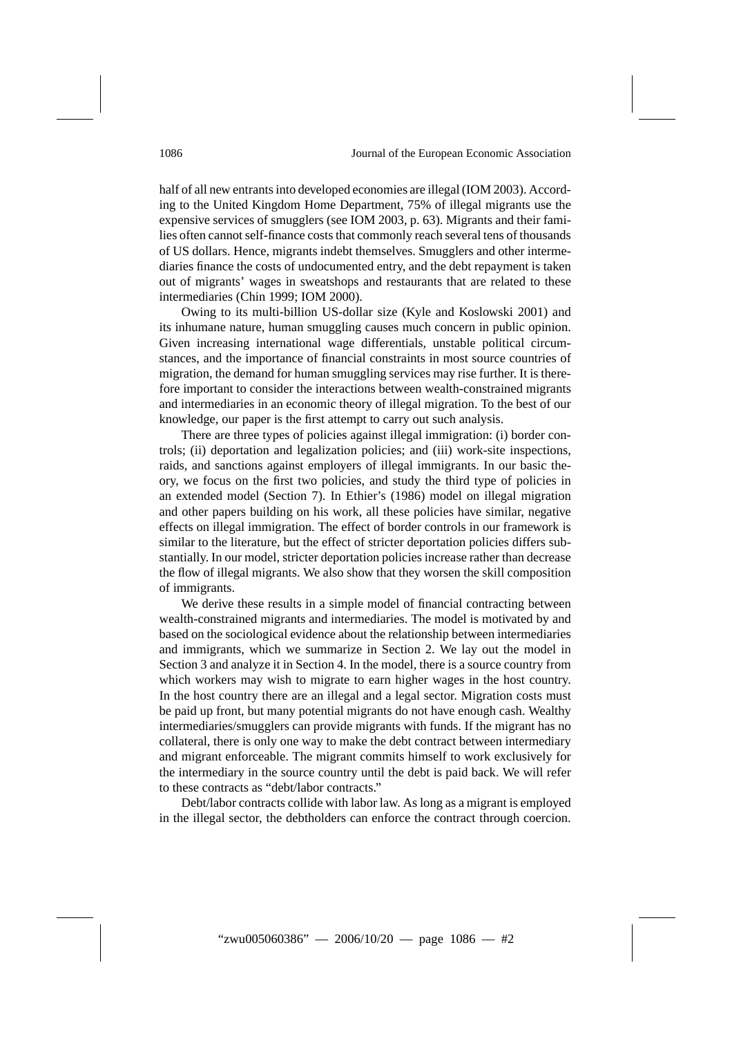half of all new entrants into developed economies are illegal (IOM 2003). According to the United Kingdom Home Department, 75% of illegal migrants use the expensive services of smugglers (see IOM 2003, p. 63). Migrants and their families often cannot self-finance costs that commonly reach several tens of thousands of US dollars. Hence, migrants indebt themselves. Smugglers and other intermediaries finance the costs of undocumented entry, and the debt repayment is taken out of migrants' wages in sweatshops and restaurants that are related to these intermediaries (Chin 1999; IOM 2000).

Owing to its multi-billion US-dollar size (Kyle and Koslowski 2001) and its inhumane nature, human smuggling causes much concern in public opinion. Given increasing international wage differentials, unstable political circumstances, and the importance of financial constraints in most source countries of migration, the demand for human smuggling services may rise further. It is therefore important to consider the interactions between wealth-constrained migrants and intermediaries in an economic theory of illegal migration. To the best of our knowledge, our paper is the first attempt to carry out such analysis.

There are three types of policies against illegal immigration: (i) border controls; (ii) deportation and legalization policies; and (iii) work-site inspections, raids, and sanctions against employers of illegal immigrants. In our basic theory, we focus on the first two policies, and study the third type of policies in an extended model (Section 7). In Ethier's (1986) model on illegal migration and other papers building on his work, all these policies have similar, negative effects on illegal immigration. The effect of border controls in our framework is similar to the literature, but the effect of stricter deportation policies differs substantially. In our model, stricter deportation policies increase rather than decrease the flow of illegal migrants. We also show that they worsen the skill composition of immigrants.

We derive these results in a simple model of financial contracting between wealth-constrained migrants and intermediaries. The model is motivated by and based on the sociological evidence about the relationship between intermediaries and immigrants, which we summarize in Section 2. We lay out the model in Section 3 and analyze it in Section 4. In the model, there is a source country from which workers may wish to migrate to earn higher wages in the host country. In the host country there are an illegal and a legal sector. Migration costs must be paid up front, but many potential migrants do not have enough cash. Wealthy intermediaries/smugglers can provide migrants with funds. If the migrant has no collateral, there is only one way to make the debt contract between intermediary and migrant enforceable. The migrant commits himself to work exclusively for the intermediary in the source country until the debt is paid back. We will refer to these contracts as "debt/labor contracts."

Debt/labor contracts collide with labor law. As long as a migrant is employed in the illegal sector, the debtholders can enforce the contract through coercion.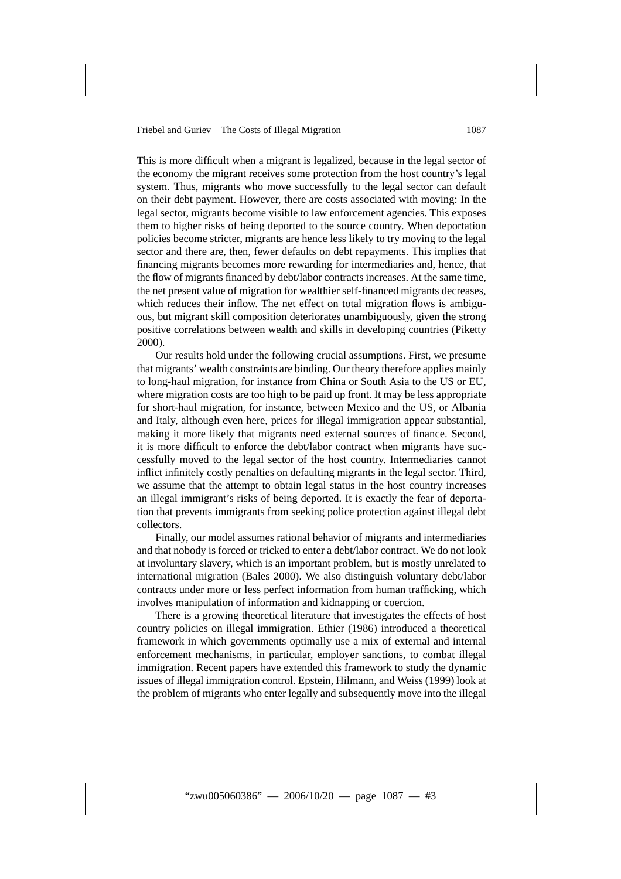This is more difficult when a migrant is legalized, because in the legal sector of the economy the migrant receives some protection from the host country's legal system. Thus, migrants who move successfully to the legal sector can default on their debt payment. However, there are costs associated with moving: In the legal sector, migrants become visible to law enforcement agencies. This exposes them to higher risks of being deported to the source country. When deportation policies become stricter, migrants are hence less likely to try moving to the legal sector and there are, then, fewer defaults on debt repayments. This implies that financing migrants becomes more rewarding for intermediaries and, hence, that the flow of migrants financed by debt/labor contracts increases. At the same time, the net present value of migration for wealthier self-financed migrants decreases, which reduces their inflow. The net effect on total migration flows is ambiguous, but migrant skill composition deteriorates unambiguously, given the strong positive correlations between wealth and skills in developing countries (Piketty 2000).

Our results hold under the following crucial assumptions. First, we presume that migrants' wealth constraints are binding. Our theory therefore applies mainly to long-haul migration, for instance from China or South Asia to the US or EU, where migration costs are too high to be paid up front. It may be less appropriate for short-haul migration, for instance, between Mexico and the US, or Albania and Italy, although even here, prices for illegal immigration appear substantial, making it more likely that migrants need external sources of finance. Second, it is more difficult to enforce the debt/labor contract when migrants have successfully moved to the legal sector of the host country. Intermediaries cannot inflict infinitely costly penalties on defaulting migrants in the legal sector. Third, we assume that the attempt to obtain legal status in the host country increases an illegal immigrant's risks of being deported. It is exactly the fear of deportation that prevents immigrants from seeking police protection against illegal debt collectors.

Finally, our model assumes rational behavior of migrants and intermediaries and that nobody is forced or tricked to enter a debt/labor contract. We do not look at involuntary slavery, which is an important problem, but is mostly unrelated to international migration (Bales 2000). We also distinguish voluntary debt/labor contracts under more or less perfect information from human trafficking, which involves manipulation of information and kidnapping or coercion.

There is a growing theoretical literature that investigates the effects of host country policies on illegal immigration. Ethier (1986) introduced a theoretical framework in which governments optimally use a mix of external and internal enforcement mechanisms, in particular, employer sanctions, to combat illegal immigration. Recent papers have extended this framework to study the dynamic issues of illegal immigration control. Epstein, Hilmann, and Weiss (1999) look at the problem of migrants who enter legally and subsequently move into the illegal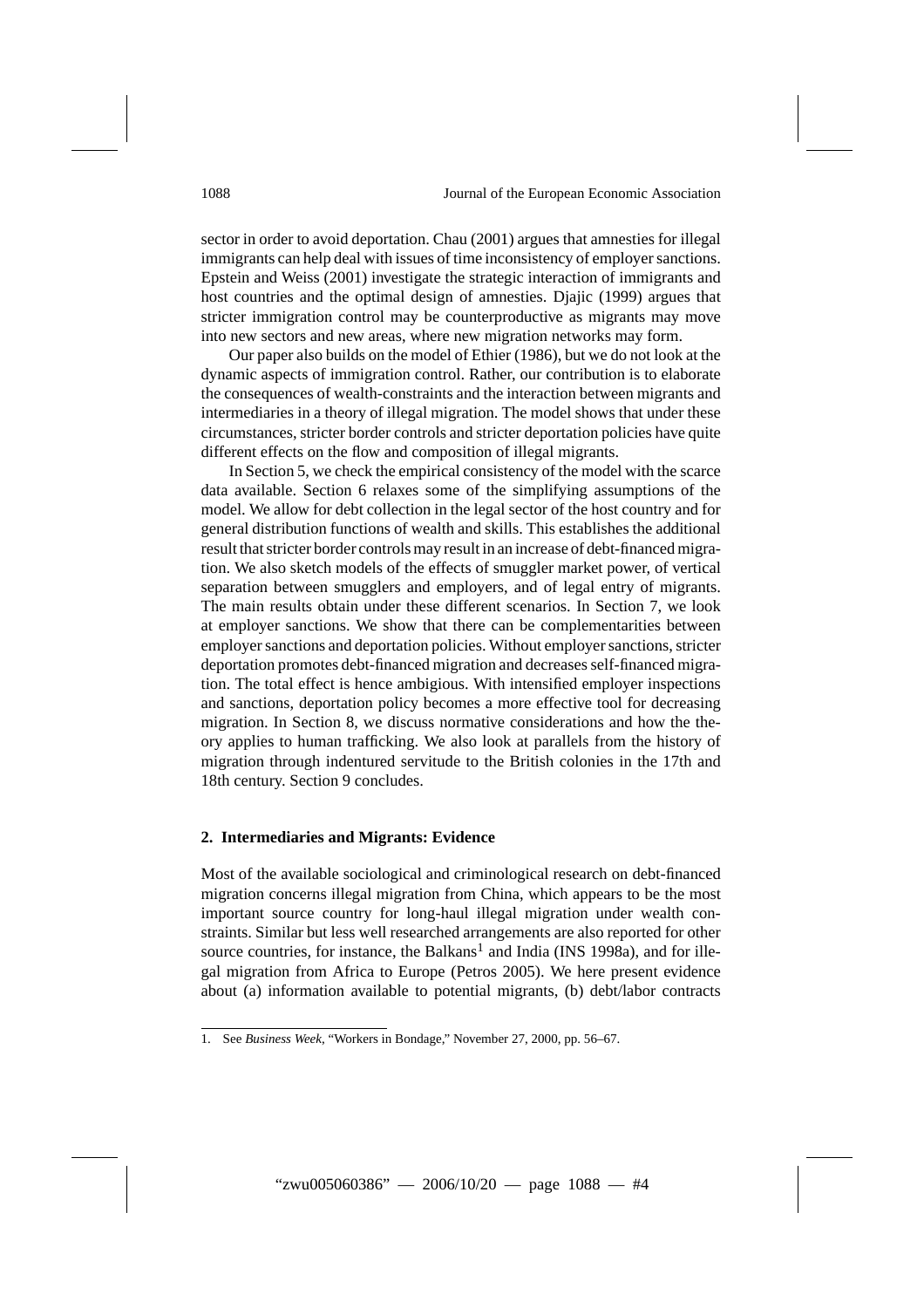sector in order to avoid deportation. Chau (2001) argues that amnesties for illegal immigrants can help deal with issues of time inconsistency of employer sanctions. Epstein and Weiss (2001) investigate the strategic interaction of immigrants and host countries and the optimal design of amnesties. Djajic (1999) argues that stricter immigration control may be counterproductive as migrants may move into new sectors and new areas, where new migration networks may form.

Our paper also builds on the model of Ethier (1986), but we do not look at the dynamic aspects of immigration control. Rather, our contribution is to elaborate the consequences of wealth-constraints and the interaction between migrants and intermediaries in a theory of illegal migration. The model shows that under these circumstances, stricter border controls and stricter deportation policies have quite different effects on the flow and composition of illegal migrants.

In Section 5, we check the empirical consistency of the model with the scarce data available. Section 6 relaxes some of the simplifying assumptions of the model. We allow for debt collection in the legal sector of the host country and for general distribution functions of wealth and skills. This establishes the additional result that stricter border controls may result in an increase of debt-financed migration. We also sketch models of the effects of smuggler market power, of vertical separation between smugglers and employers, and of legal entry of migrants. The main results obtain under these different scenarios. In Section 7, we look at employer sanctions. We show that there can be complementarities between employer sanctions and deportation policies. Without employer sanctions, stricter deportation promotes debt-financed migration and decreases self-financed migration. The total effect is hence ambigious. With intensified employer inspections and sanctions, deportation policy becomes a more effective tool for decreasing migration. In Section 8, we discuss normative considerations and how the theory applies to human trafficking. We also look at parallels from the history of migration through indentured servitude to the British colonies in the 17th and 18th century. Section 9 concludes.

## 2. Intermediaries and Migrants: Evidence

Most of the available sociological and criminological research on debt-financed migration concerns illegal migration from China, which appears to be the most important source country for long-haul illegal migration under wealth constraints. Similar but less well researched arrangements are also reported for other source countries, for instance, the Balkans[1] and India (INS 1998a), and for illegal migration from Africa to Europe (Petros 2005). We here present evidence about (a) information available to potential migrants, (b) debt/labor contracts

1. See *Business Week*, "Workers in Bondage," November 27, 2000, pp. 56–67.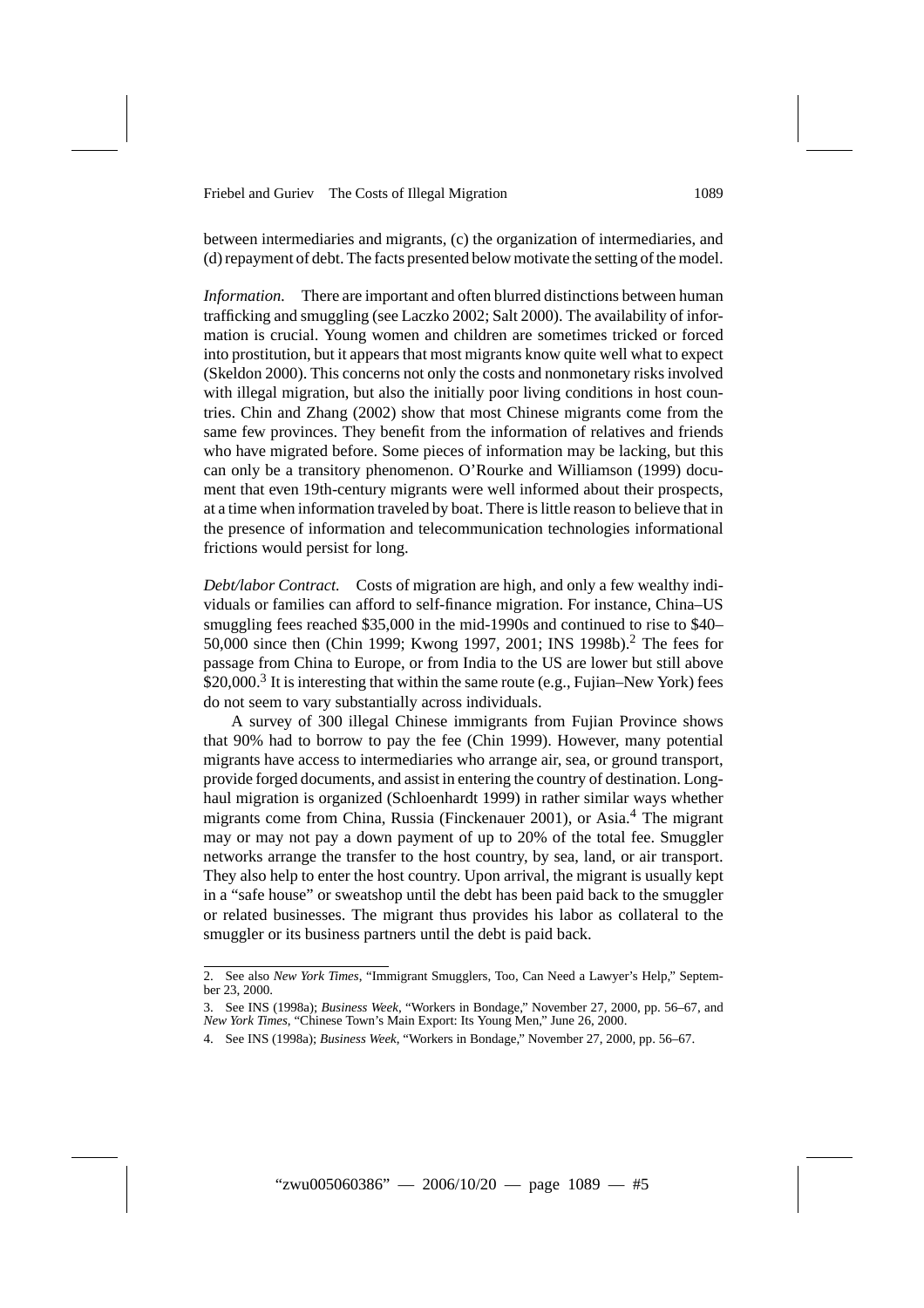between intermediaries and migrants, (c) the organization of intermediaries, and (d) repayment of debt. The facts presented below motivate the setting of the model.

*Information.* There are important and often blurred distinctions between human trafficking and smuggling (see Laczko 2002; Salt 2000). The availability of information is crucial. Young women and children are sometimes tricked or forced into prostitution, but it appears that most migrants know quite well what to expect (Skeldon 2000). This concerns not only the costs and nonmonetary risks involved with illegal migration, but also the initially poor living conditions in host countries. Chin and Zhang (2002) show that most Chinese migrants come from the same few provinces. They benefit from the information of relatives and friends who have migrated before. Some pieces of information may be lacking, but this can only be a transitory phenomenon. O'Rourke and Williamson (1999) document that even 19th-century migrants were well informed about their prospects, at a time when information traveled by boat. There is little reason to believe that in the presence of information and telecommunication technologies informational frictions would persist for long.

*Debt/labor Contract.* Costs of migration are high, and only a few wealthy individuals or families can afford to self-finance migration. For instance, China–US smuggling fees reached \$35,000 in the mid-1990s and continued to rise to \$40–50,000 since then (Chin 1999; Kwong 1997, 2001; INS 1998b).[2] The fees for passage from China to Europe, or from India to the US are lower but still above \$20,000.[3] It is interesting that within the same route (e.g., Fujian–New York) fees do not seem to vary substantially across individuals.

A survey of 300 illegal Chinese immigrants from Fujian Province shows that 90% had to borrow to pay the fee (Chin 1999). However, many potential migrants have access to intermediaries who arrange air, sea, or ground transport, provide forged documents, and assist in entering the country of destination. Long-haul migration is organized (Schloenhardt 1999) in rather similar ways whether migrants come from China, Russia (Finckenauer 2001), or Asia.[4] The migrant may or may not pay a down payment of up to 20% of the total fee. Smuggler networks arrange the transfer to the host country, by sea, land, or air transport. They also help to enter the host country. Upon arrival, the migrant is usually kept in a "safe house" or sweatshop until the debt has been paid back to the smuggler or related businesses. The migrant thus provides his labor as collateral to the smuggler or its business partners until the debt is paid back.

---

2. See also *New York Times*, "Immigrant Smugglers, Too, Can Need a Lawyer's Help," September 23, 2000.

3. See INS (1998a); *Business Week*, "Workers in Bondage," November 27, 2000, pp. 56–67, and *New York Times*, "Chinese Town's Main Export: Its Young Men," June 26, 2000.

4. See INS (1998a); *Business Week*, "Workers in Bondage," November 27, 2000, pp. 56–67.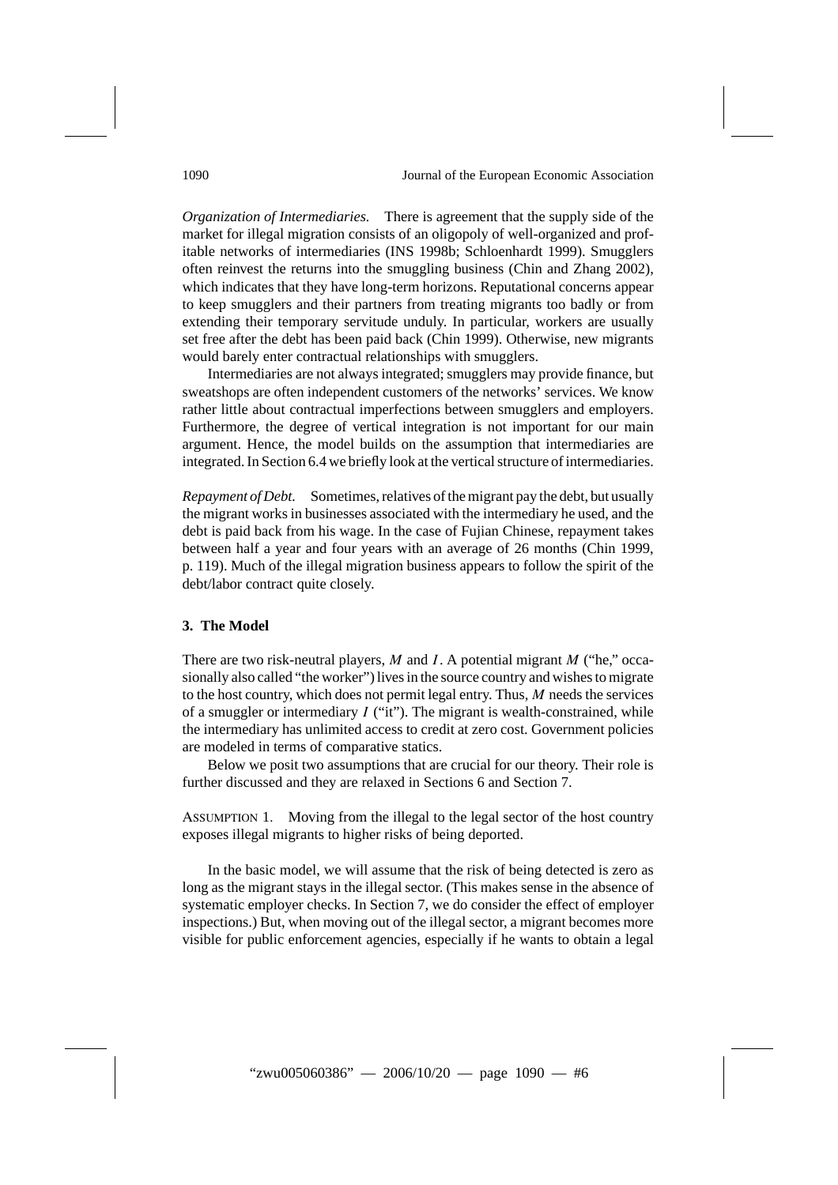*Organization of Intermediaries.* There is agreement that the supply side of the market for illegal migration consists of an oligopoly of well-organized and profitable networks of intermediaries (INS 1998b; Schloenhardt 1999). Smugglers often reinvest the returns into the smuggling business (Chin and Zhang 2002), which indicates that they have long-term horizons. Reputational concerns appear to keep smugglers and their partners from treating migrants too badly or from extending their temporary servitude unduly. In particular, workers are usually set free after the debt has been paid back (Chin 1999). Otherwise, new migrants would barely enter contractual relationships with smugglers.

Intermediaries are not always integrated; smugglers may provide finance, but sweatshops are often independent customers of the networks' services. We know rather little about contractual imperfections between smugglers and employers. Furthermore, the degree of vertical integration is not important for our main argument. Hence, the model builds on the assumption that intermediaries are integrated. In Section 6.4 we briefly look at the vertical structure of intermediaries.

*Repayment of Debt.* Sometimes, relatives of the migrant pay the debt, but usually the migrant works in businesses associated with the intermediary he used, and the debt is paid back from his wage. In the case of Fujian Chinese, repayment takes between half a year and four years with an average of 26 months (Chin 1999, p. 119). Much of the illegal migration business appears to follow the spirit of the debt/labor contract quite closely.

## 3. The Model

There are two risk-neutral players, $M$ and $I$. A potential migrant $M$ ("he," occasionally also called "the worker") lives in the source country and wishes to migrate to the host country, which does not permit legal entry. Thus, $M$ needs the services of a smuggler or intermediary $I$ ("it"). The migrant is wealth-constrained, while the intermediary has unlimited access to credit at zero cost. Government policies are modeled in terms of comparative statics.

Below we posit two assumptions that are crucial for our theory. Their role is further discussed and they are relaxed in Sections 6 and Section 7.

ASSUMPTION 1. Moving from the illegal to the legal sector of the host country exposes illegal migrants to higher risks of being deported.

In the basic model, we will assume that the risk of being detected is zero as long as the migrant stays in the illegal sector. (This makes sense in the absence of systematic employer checks. In Section 7, we do consider the effect of employer inspections.) But, when moving out of the illegal sector, a migrant becomes more visible for public enforcement agencies, especially if he wants to obtain a legal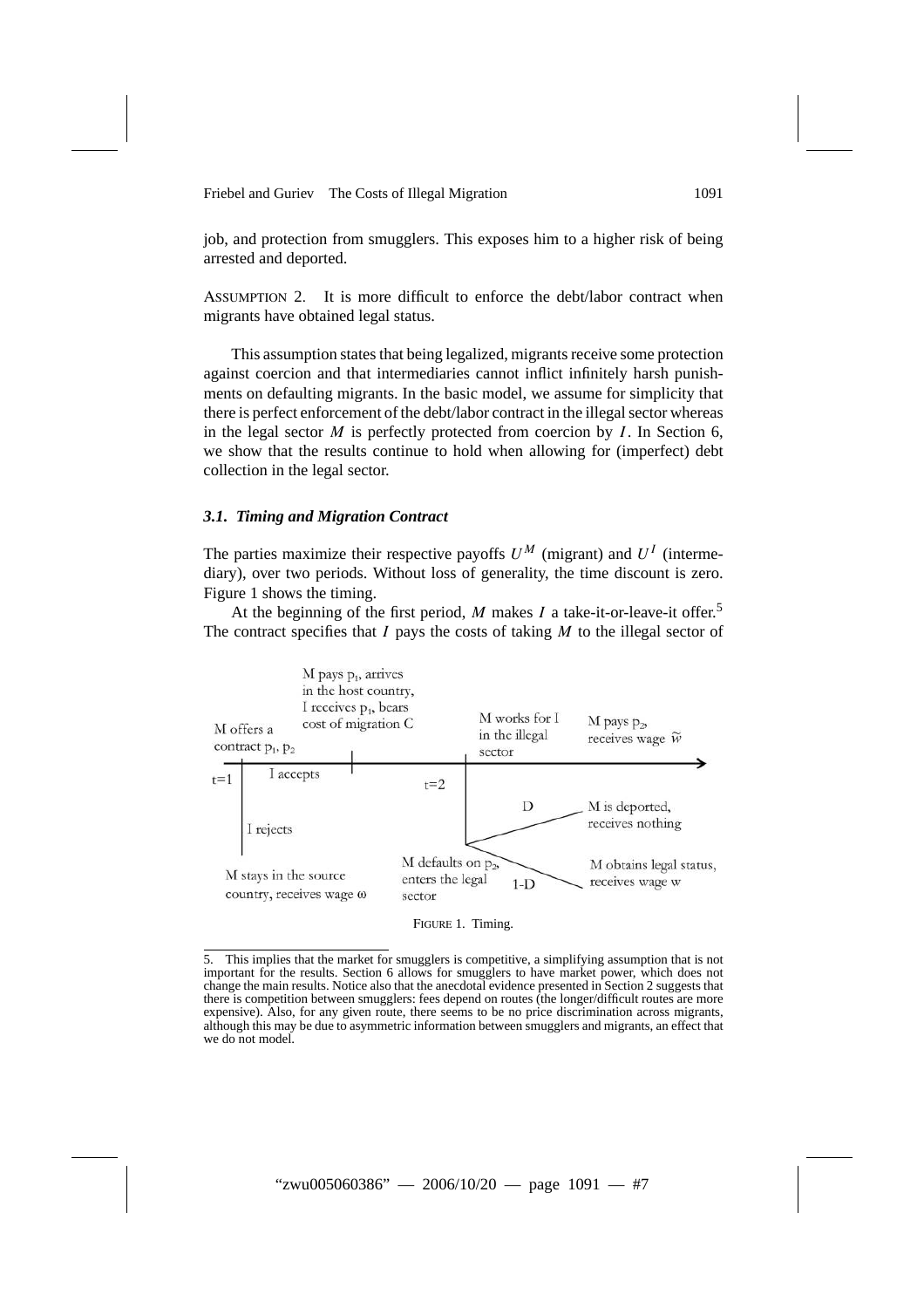job, and protection from smugglers. This exposes him to a higher risk of being arrested and deported.

ASSUMPTION 2. It is more difficult to enforce the debt/labor contract when migrants have obtained legal status.

This assumption states that being legalized, migrants receive some protection against coercion and that intermediaries cannot inflict infinitely harsh punishments on defaulting migrants. In the basic model, we assume for simplicity that there is perfect enforcement of the debt/labor contract in the illegal sector whereas in the legal sector $M$ is perfectly protected from coercion by $I$. In Section 6, we show that the results continue to hold when allowing for (imperfect) debt collection in the legal sector.

### *3.1. Timing and Migration Contract*

The parties maximize their respective payoffs $U^M$ (migrant) and $U^I$ (intermediary), over two periods. Without loss of generality, the time discount is zero. Figure 1 shows the timing.

At the beginning of the first period, $M$ makes $I$ a take-it-or-leave-it offer.[5] The contract specifies that $I$ pays the costs of taking $M$ to the illegal sector of

FIGURE 1. Timing.

5. This implies that the market for smugglers is competitive, a simplifying assumption that is not important for the results. Section 6 allows for smugglers to have market power, which does not change the main results. Notice also that the anecdotal evidence presented in Section 2 suggests that there is competition between smugglers: fees depend on routes (the longer/difficult routes are more expensive). Also, for any given route, there seems to be no price discrimination across migrants, although this may be due to asymmetric information between smugglers and migrants, an effect that we do not model.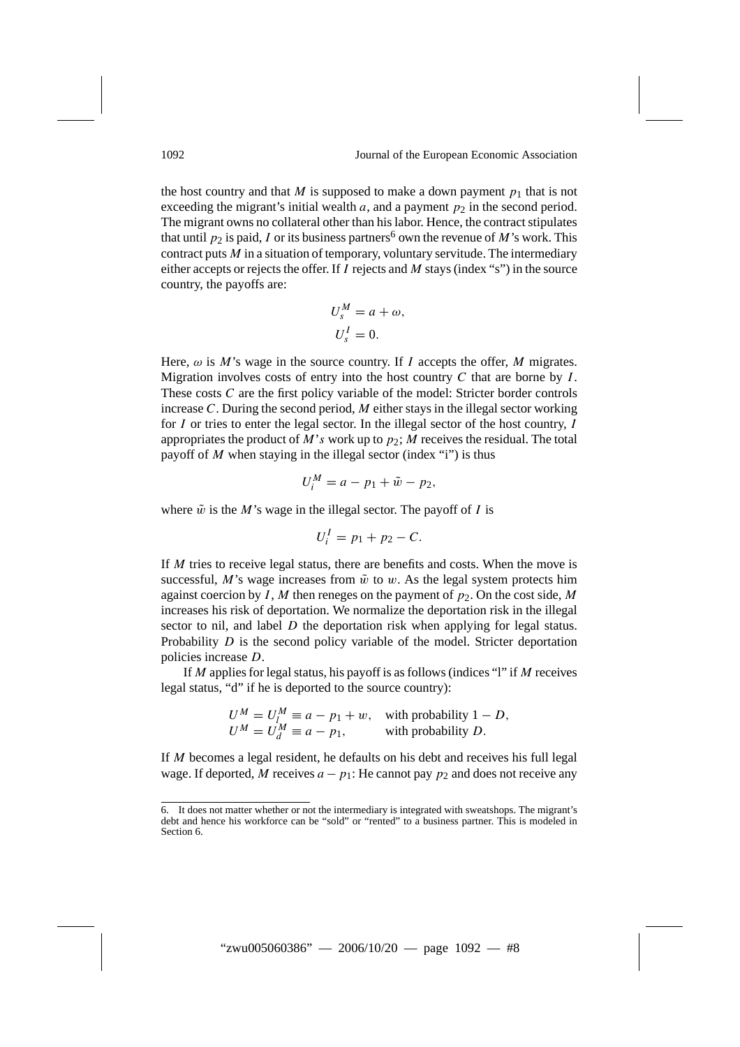the host country and that $M$ is supposed to make a down payment $p_1$ that is not exceeding the migrant's initial wealth $a$, and a payment $p_2$ in the second period. The migrant owns no collateral other than his labor. Hence, the contract stipulates that until $p_2$ is paid, $I$ or its business partners[6] own the revenue of $M$'s work. This contract puts $M$ in a situation of temporary, voluntary servitude. The intermediary either accepts or rejects the offer. If $I$ rejects and $M$ stays (index "s") in the source country, the payoffs are:

$$U_s^M = a + \omega,$$
$$U_s^I = 0.$$

Here, $\omega$ is $M$'s wage in the source country. If $I$ accepts the offer, $M$ migrates. Migration involves costs of entry into the host country $C$ that are borne by $I$. These costs $C$ are the first policy variable of the model: Stricter border controls increase $C$. During the second period, $M$ either stays in the illegal sector working for $I$ or tries to enter the legal sector. In the illegal sector of the host country, $I$ appropriates the product of $M's$ work up to $p_2$; $M$ receives the residual. The total payoff of $M$ when staying in the illegal sector (index "i") is thus

$$U_i^M = a - p_1 + \tilde{w} - p_2,$$

where $\tilde{w}$ is the $M$'s wage in the illegal sector. The payoff of $I$ is

$$U_i^I = p_1 + p_2 - C.$$

If $M$ tries to receive legal status, there are benefits and costs. When the move is successful, $M$'s wage increases from $\tilde{w}$ to $w$. As the legal system protects him against coercion by $I$, $M$ then reneges on the payment of $p_2$. On the cost side, $M$ increases his risk of deportation. We normalize the deportation risk in the illegal sector to nil, and label $D$ the deportation risk when applying for legal status. Probability $D$ is the second policy variable of the model. Stricter deportation policies increase $D$.

If $M$ applies for legal status, his payoff is as follows (indices "l" if $M$ receives legal status, "d" if he is deported to the source country):

$$\begin{aligned} U^M &= U_l^M \equiv a - p_1 + w, \quad \text{with probability } 1 - D, \\ U^M &= U_d^M \equiv a - p_1, \quad \quad \ \ \text{with probability } D. \end{aligned}$$

If $M$ becomes a legal resident, he defaults on his debt and receives his full legal wage. If deported, $M$ receives $a - p_1$: He cannot pay $p_2$ and does not receive any

---

6. It does not matter whether or not the intermediary is integrated with sweatshops. The migrant's debt and hence his workforce can be "sold" or "rented" to a business partner. This is modeled in Section 6.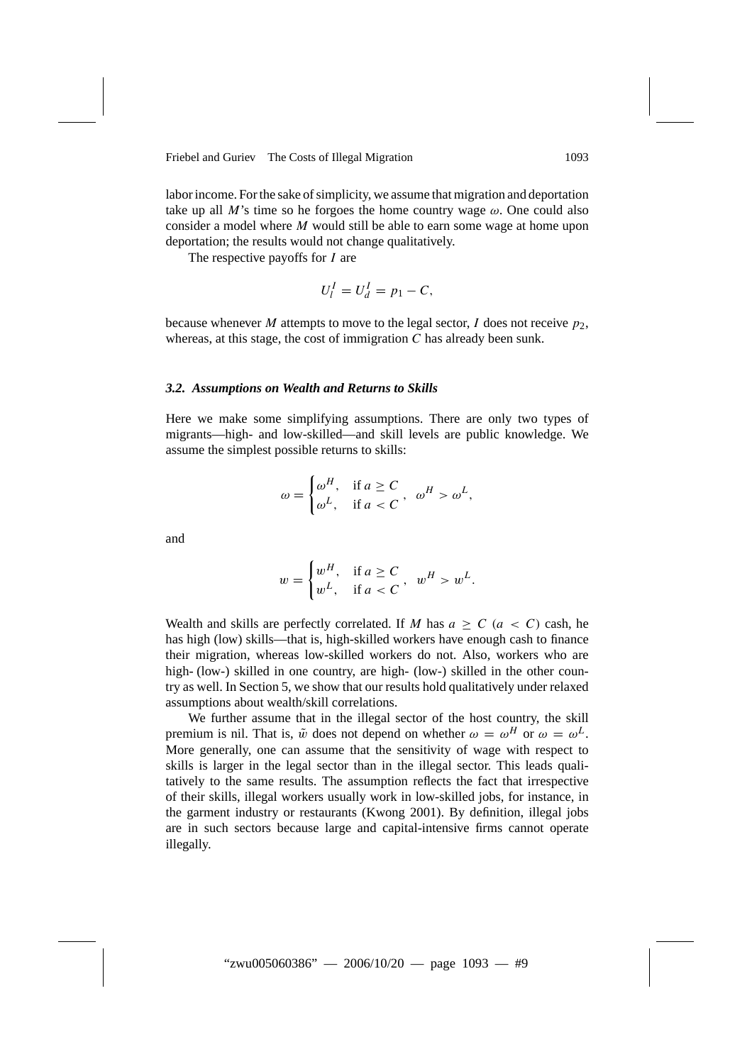labor income. For the sake of simplicity, we assume that migration and deportation take up all $M$'s time so he forgoes the home country wage $\omega$. One could also consider a model where $M$ would still be able to earn some wage at home upon deportation; the results would not change qualitatively.

The respective payoffs for $I$ are

$$U_l^I = U_d^I = p_1 - C,$$

because whenever $M$ attempts to move to the legal sector, $I$ does not receive $p_2$, whereas, at this stage, the cost of immigration $C$ has already been sunk.

### *3.2. Assumptions on Wealth and Returns to Skills*

Here we make some simplifying assumptions. There are only two types of migrants—high- and low-skilled—and skill levels are public knowledge. We assume the simplest possible returns to skills:

$$\omega = \begin{cases} \omega^H, & \text{if } a \geq C \\ \omega^L, & \text{if } a < C \end{cases}, \quad \omega^H > \omega^L,$$

and

$$w = \begin{cases} w^H, & \text{if } a \geq C \\ w^L, & \text{if } a < C \end{cases}, \quad w^H > w^L.$$

Wealth and skills are perfectly correlated. If $M$ has $a \geq C$ ($a < C$) cash, he has high (low) skills—that is, high-skilled workers have enough cash to finance their migration, whereas low-skilled workers do not. Also, workers who are high- (low-) skilled in one country, are high- (low-) skilled in the other country as well. In Section 5, we show that our results hold qualitatively under relaxed assumptions about wealth/skill correlations.

We further assume that in the illegal sector of the host country, the skill premium is nil. That is, $\tilde{w}$ does not depend on whether $\omega = \omega^H$ or $\omega = \omega^L$. More generally, one can assume that the sensitivity of wage with respect to skills is larger in the legal sector than in the illegal sector. This leads qualitatively to the same results. The assumption reflects the fact that irrespective of their skills, illegal workers usually work in low-skilled jobs, for instance, in the garment industry or restaurants (Kwong 2001). By definition, illegal jobs are in such sectors because large and capital-intensive firms cannot operate illegally.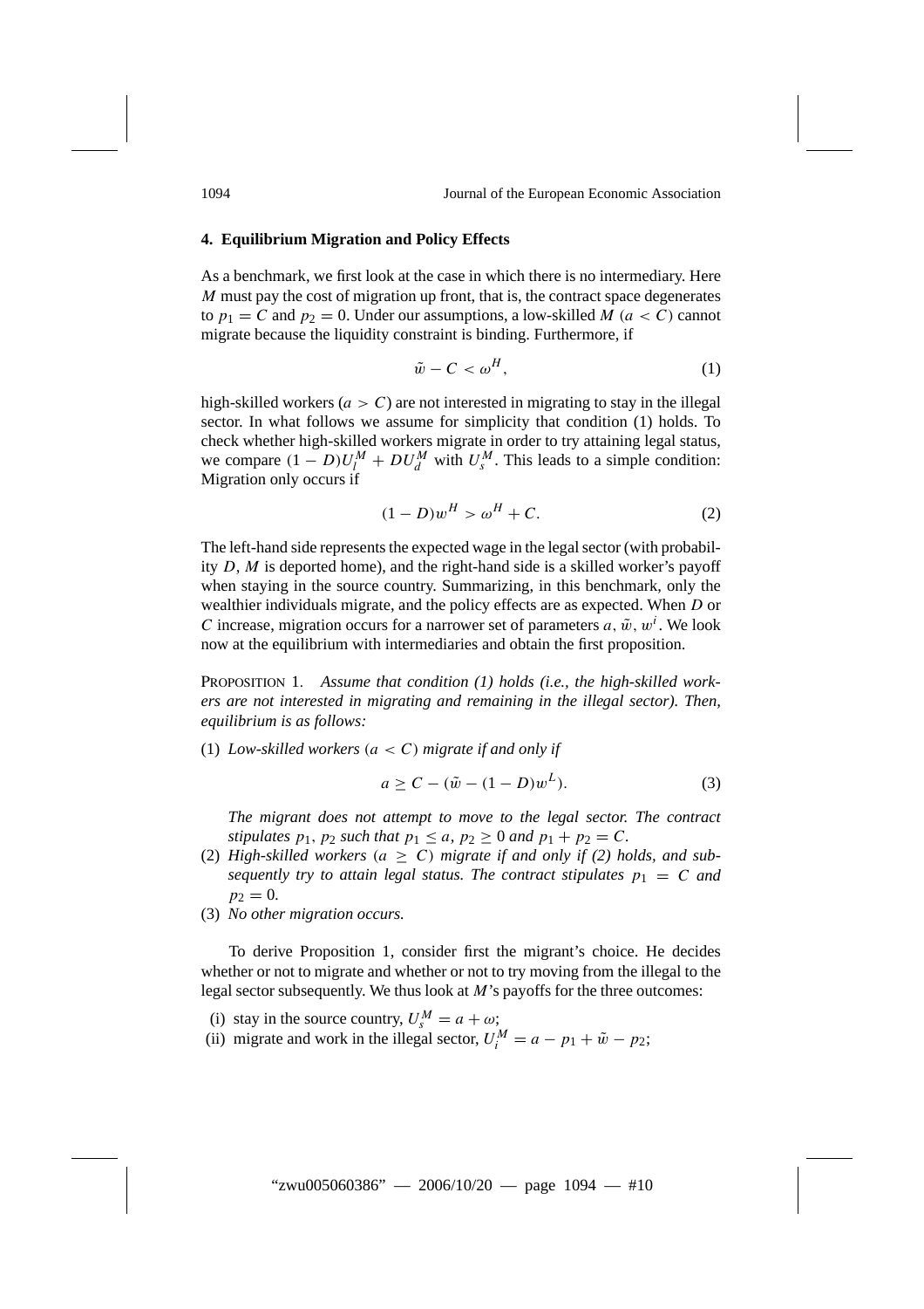## 4. Equilibrium Migration and Policy Effects

As a benchmark, we first look at the case in which there is no intermediary. Here $M$ must pay the cost of migration up front, that is, the contract space degenerates to $p_1 = C$ and $p_2 = 0$. Under our assumptions, a low-skilled $M$ $(a < C)$ cannot migrate because the liquidity constraint is binding. Furthermore, if

$$\tilde{w} - C < \omega^H, \tag{1}$$

high-skilled workers $(a > C)$ are not interested in migrating to stay in the illegal sector. In what follows we assume for simplicity that condition (1) holds. To check whether high-skilled workers migrate in order to try attaining legal status, we compare $(1 - D)U_l^M + DU_d^M$ with $U_s^M$. This leads to a simple condition: Migration only occurs if

$$(1 - D)w^H > \omega^H + C. \tag{2}$$

The left-hand side represents the expected wage in the legal sector (with probability $D$, $M$ is deported home), and the right-hand side is a skilled worker's payoff when staying in the source country. Summarizing, in this benchmark, only the wealthier individuals migrate, and the policy effects are as expected. When $D$ or $C$ increase, migration occurs for a narrower set of parameters $a$, $\tilde{w}$, $w^i$. We look now at the equilibrium with intermediaries and obtain the first proposition.

PROPOSITION 1. *Assume that condition (1) holds (i.e., the high-skilled workers are not interested in migrating and remaining in the illegal sector). Then, equilibrium is as follows:*

(1) *Low-skilled workers* $(a < C)$ *migrate if and only if*

$$a \geq C - (\tilde{w} - (1 - D)w^L). \tag{3}$$

*The migrant does not attempt to move to the legal sector. The contract stipulates* $p_1$, $p_2$ *such that* $p_1 \leq a$, $p_2 \geq 0$ *and* $p_1 + p_2 = C$.

(2) *High-skilled workers* $(a \geq C)$ *migrate if and only if (2) holds, and subsequently try to attain legal status. The contract stipulates* $p_1 = C$ *and* $p_2 = 0$.

(3) *No other migration occurs.*

To derive Proposition 1, consider first the migrant's choice. He decides whether or not to migrate and whether or not to try moving from the illegal to the legal sector subsequently. We thus look at $M$'s payoffs for the three outcomes:

(i) stay in the source country, $U_s^M = a + \omega$;
(ii) migrate and work in the illegal sector, $U_i^M = a - p_1 + \tilde{w} - p_2$;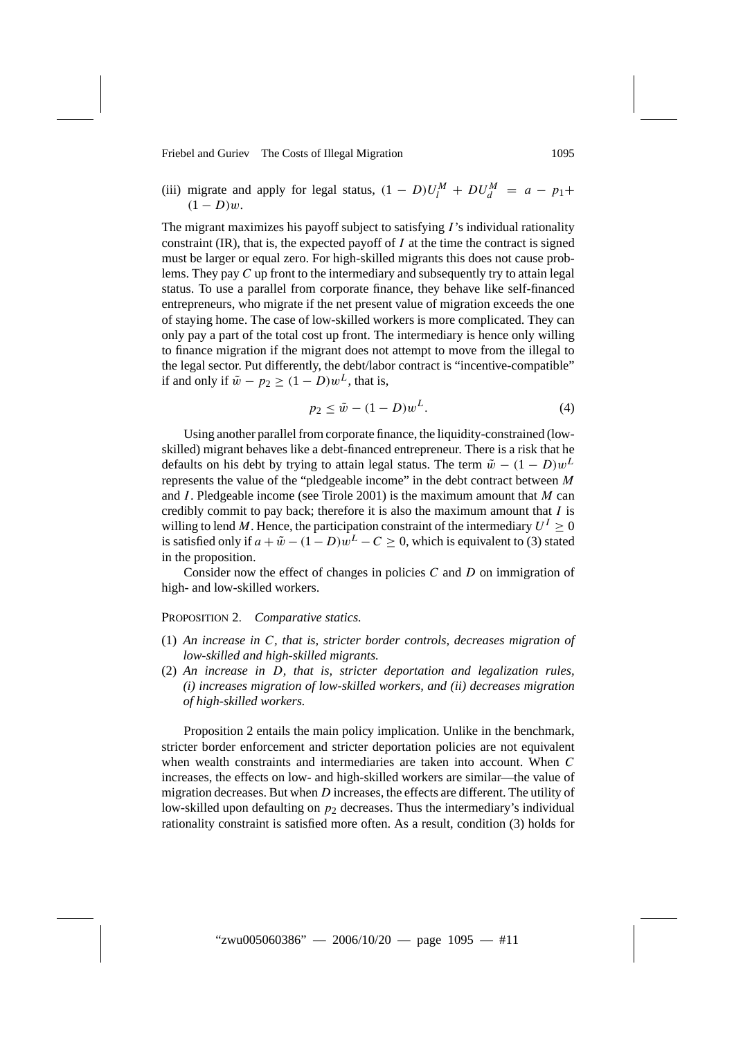(iii) migrate and apply for legal status, $(1 - D)U_l^M + DU_d^M = a - p_1 + (1 - D)w$.

The migrant maximizes his payoff subject to satisfying $I$'s individual rationality constraint (IR), that is, the expected payoff of $I$ at the time the contract is signed must be larger or equal zero. For high-skilled migrants this does not cause problems. They pay $C$ up front to the intermediary and subsequently try to attain legal status. To use a parallel from corporate finance, they behave like self-financed entrepreneurs, who migrate if the net present value of migration exceeds the one of staying home. The case of low-skilled workers is more complicated. They can only pay a part of the total cost up front. The intermediary is hence only willing to finance migration if the migrant does not attempt to move from the illegal to the legal sector. Put differently, the debt/labor contract is "incentive-compatible" if and only if $\tilde{w} - p_2 \geq (1 - D)w^L$, that is,

$$p_2 \leq \tilde{w} - (1 - D)w^L. \tag{4}$$

Using another parallel from corporate finance, the liquidity-constrained (low-skilled) migrant behaves like a debt-financed entrepreneur. There is a risk that he defaults on his debt by trying to attain legal status. The term $\tilde{w} - (1 - D)w^L$ represents the value of the "pledgeable income" in the debt contract between $M$ and $I$. Pledgeable income (see Tirole 2001) is the maximum amount that $M$ can credibly commit to pay back; therefore it is also the maximum amount that $I$ is willing to lend $M$. Hence, the participation constraint of the intermediary $U^I \geq 0$ is satisfied only if $a + \tilde{w} - (1 - D)w^L - C \geq 0$, which is equivalent to (3) stated in the proposition.

Consider now the effect of changes in policies $C$ and $D$ on immigration of high- and low-skilled workers.

PROPOSITION 2. *Comparative statics.*

(1) *An increase in $C$, that is, stricter border controls, decreases migration of low-skilled and high-skilled migrants.*

(2) *An increase in $D$, that is, stricter deportation and legalization rules, (i) increases migration of low-skilled workers, and (ii) decreases migration of high-skilled workers.*

Proposition 2 entails the main policy implication. Unlike in the benchmark, stricter border enforcement and stricter deportation policies are not equivalent when wealth constraints and intermediaries are taken into account. When $C$ increases, the effects on low- and high-skilled workers are similar—the value of migration decreases. But when $D$ increases, the effects are different. The utility of low-skilled upon defaulting on $p_2$ decreases. Thus the intermediary's individual rationality constraint is satisfied more often. As a result, condition (3) holds for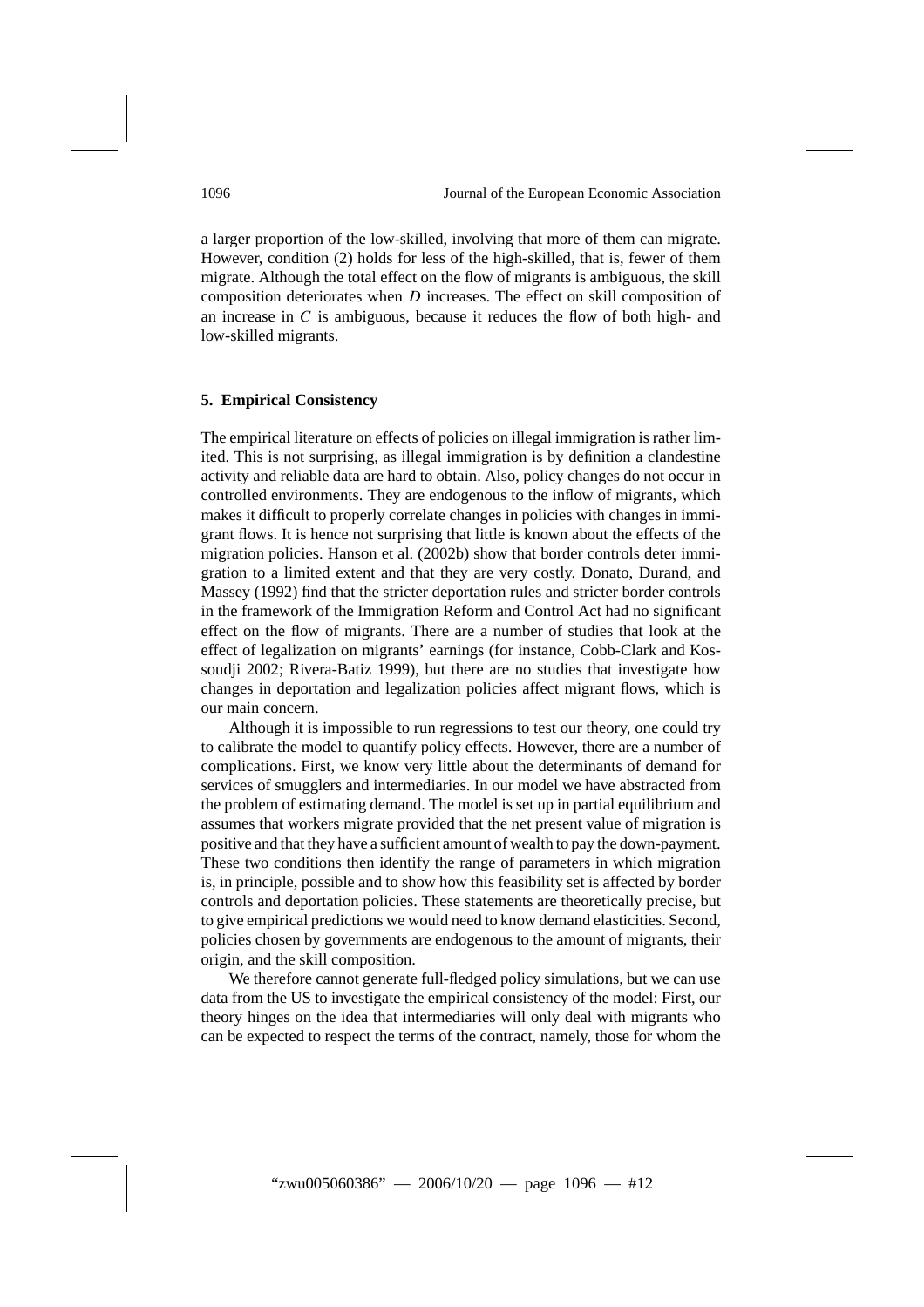a larger proportion of the low-skilled, involving that more of them can migrate. However, condition (2) holds for less of the high-skilled, that is, fewer of them migrate. Although the total effect on the flow of migrants is ambiguous, the skill composition deteriorates when $D$ increases. The effect on skill composition of an increase in $C$ is ambiguous, because it reduces the flow of both high- and low-skilled migrants.

## 5. Empirical Consistency

The empirical literature on effects of policies on illegal immigration is rather limited. This is not surprising, as illegal immigration is by definition a clandestine activity and reliable data are hard to obtain. Also, policy changes do not occur in controlled environments. They are endogenous to the inflow of migrants, which makes it difficult to properly correlate changes in policies with changes in immigrant flows. It is hence not surprising that little is known about the effects of the migration policies. Hanson et al. (2002b) show that border controls deter immigration to a limited extent and that they are very costly. Donato, Durand, and Massey (1992) find that the stricter deportation rules and stricter border controls in the framework of the Immigration Reform and Control Act had no significant effect on the flow of migrants. There are a number of studies that look at the effect of legalization on migrants' earnings (for instance, Cobb-Clark and Kossoudji 2002; Rivera-Batiz 1999), but there are no studies that investigate how changes in deportation and legalization policies affect migrant flows, which is our main concern.

Although it is impossible to run regressions to test our theory, one could try to calibrate the model to quantify policy effects. However, there are a number of complications. First, we know very little about the determinants of demand for services of smugglers and intermediaries. In our model we have abstracted from the problem of estimating demand. The model is set up in partial equilibrium and assumes that workers migrate provided that the net present value of migration is positive and that they have a sufficient amount of wealth to pay the down-payment. These two conditions then identify the range of parameters in which migration is, in principle, possible and to show how this feasibility set is affected by border controls and deportation policies. These statements are theoretically precise, but to give empirical predictions we would need to know demand elasticities. Second, policies chosen by governments are endogenous to the amount of migrants, their origin, and the skill composition.

We therefore cannot generate full-fledged policy simulations, but we can use data from the US to investigate the empirical consistency of the model: First, our theory hinges on the idea that intermediaries will only deal with migrants who can be expected to respect the terms of the contract, namely, those for whom the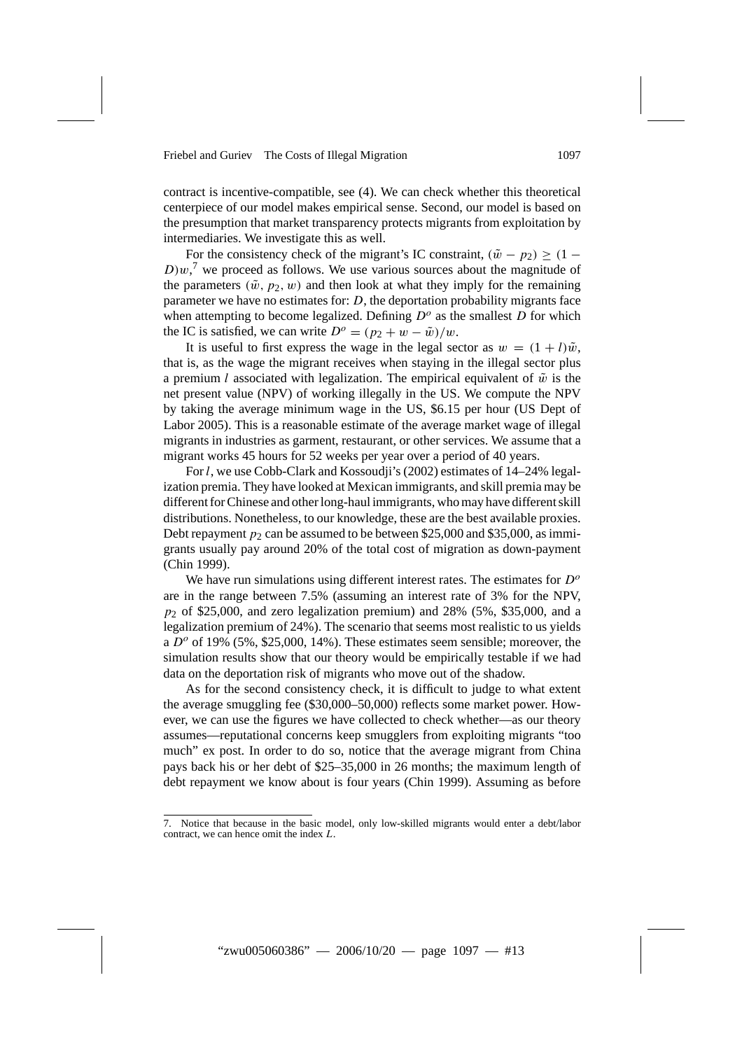contract is incentive-compatible, see (4). We can check whether this theoretical centerpiece of our model makes empirical sense. Second, our model is based on the presumption that market transparency protects migrants from exploitation by intermediaries. We investigate this as well.

For the consistency check of the migrant's IC constraint, $(\tilde{w} - p_2) \geq (1 - D)w$,[7] we proceed as follows. We use various sources about the magnitude of the parameters $(\tilde{w}, p_2, w)$ and then look at what they imply for the remaining parameter we have no estimates for: $D$, the deportation probability migrants face when attempting to become legalized. Defining $D^o$ as the smallest $D$ for which the IC is satisfied, we can write $D^o = (p_2 + w - \tilde{w})/w$.

It is useful to first express the wage in the legal sector as $w = (1 + l)\tilde{w}$, that is, as the wage the migrant receives when staying in the illegal sector plus a premium $l$ associated with legalization. The empirical equivalent of $\tilde{w}$ is the net present value (NPV) of working illegally in the US. We compute the NPV by taking the average minimum wage in the US, \$6.15 per hour (US Dept of Labor 2005). This is a reasonable estimate of the average market wage of illegal migrants in industries as garment, restaurant, or other services. We assume that a migrant works 45 hours for 52 weeks per year over a period of 40 years.

For $l$, we use Cobb-Clark and Kossoudji's (2002) estimates of 14–24% legalization premia. They have looked at Mexican immigrants, and skill premia may be different for Chinese and other long-haul immigrants, who may have different skill distributions. Nonetheless, to our knowledge, these are the best available proxies. Debt repayment $p_2$ can be assumed to be between \$25,000 and \$35,000, as immigrants usually pay around 20% of the total cost of migration as down-payment (Chin 1999).

We have run simulations using different interest rates. The estimates for $D^o$ are in the range between 7.5% (assuming an interest rate of 3% for the NPV, $p_2$ of \$25,000, and zero legalization premium) and 28% (5%, \$35,000, and a legalization premium of 24%). The scenario that seems most realistic to us yields a $D^o$ of 19% (5%, \$25,000, 14%). These estimates seem sensible; moreover, the simulation results show that our theory would be empirically testable if we had data on the deportation risk of migrants who move out of the shadow.

As for the second consistency check, it is difficult to judge to what extent the average smuggling fee (\$30,000–50,000) reflects some market power. However, we can use the figures we have collected to check whether—as our theory assumes—reputational concerns keep smugglers from exploiting migrants "too much" ex post. In order to do so, notice that the average migrant from China pays back his or her debt of \$25–35,000 in 26 months; the maximum length of debt repayment we know about is four years (Chin 1999). Assuming as before

---

7. Notice that because in the basic model, only low-skilled migrants would enter a debt/labor contract, we can hence omit the index $L$.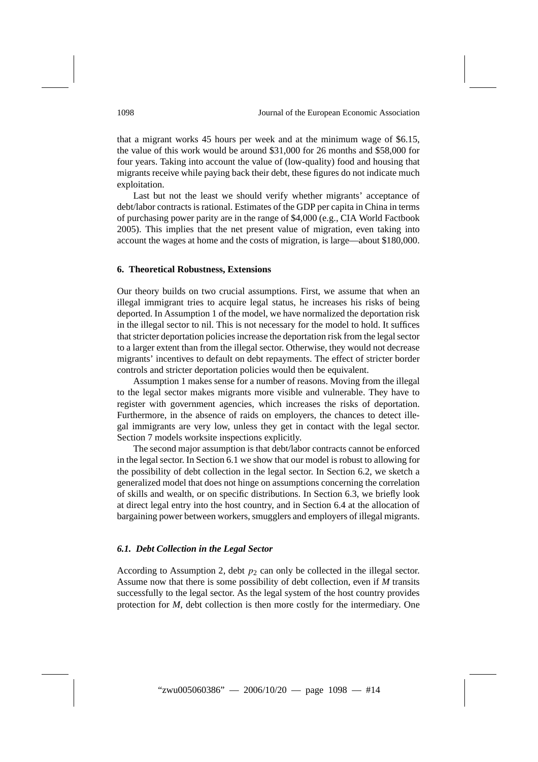that a migrant works 45 hours per week and at the minimum wage of \$6.15, the value of this work would be around \$31,000 for 26 months and \$58,000 for four years. Taking into account the value of (low-quality) food and housing that migrants receive while paying back their debt, these figures do not indicate much exploitation.

Last but not the least we should verify whether migrants' acceptance of debt/labor contracts is rational. Estimates of the GDP per capita in China in terms of purchasing power parity are in the range of \$4,000 (e.g., CIA World Factbook 2005). This implies that the net present value of migration, even taking into account the wages at home and the costs of migration, is large—about \$180,000.

## 6. Theoretical Robustness, Extensions

Our theory builds on two crucial assumptions. First, we assume that when an illegal immigrant tries to acquire legal status, he increases his risks of being deported. In Assumption 1 of the model, we have normalized the deportation risk in the illegal sector to nil. This is not necessary for the model to hold. It suffices that stricter deportation policies increase the deportation risk from the legal sector to a larger extent than from the illegal sector. Otherwise, they would not decrease migrants' incentives to default on debt repayments. The effect of stricter border controls and stricter deportation policies would then be equivalent.

Assumption 1 makes sense for a number of reasons. Moving from the illegal to the legal sector makes migrants more visible and vulnerable. They have to register with government agencies, which increases the risks of deportation. Furthermore, in the absence of raids on employers, the chances to detect illegal immigrants are very low, unless they get in contact with the legal sector. Section 7 models worksite inspections explicitly.

The second major assumption is that debt/labor contracts cannot be enforced in the legal sector. In Section 6.1 we show that our model is robust to allowing for the possibility of debt collection in the legal sector. In Section 6.2, we sketch a generalized model that does not hinge on assumptions concerning the correlation of skills and wealth, or on specific distributions. In Section 6.3, we briefly look at direct legal entry into the host country, and in Section 6.4 at the allocation of bargaining power between workers, smugglers and employers of illegal migrants.

### *6.1. Debt Collection in the Legal Sector*

According to Assumption 2, debt $p_2$ can only be collected in the illegal sector. Assume now that there is some possibility of debt collection, even if *M* transits successfully to the legal sector. As the legal system of the host country provides protection for *M*, debt collection is then more costly for the intermediary. One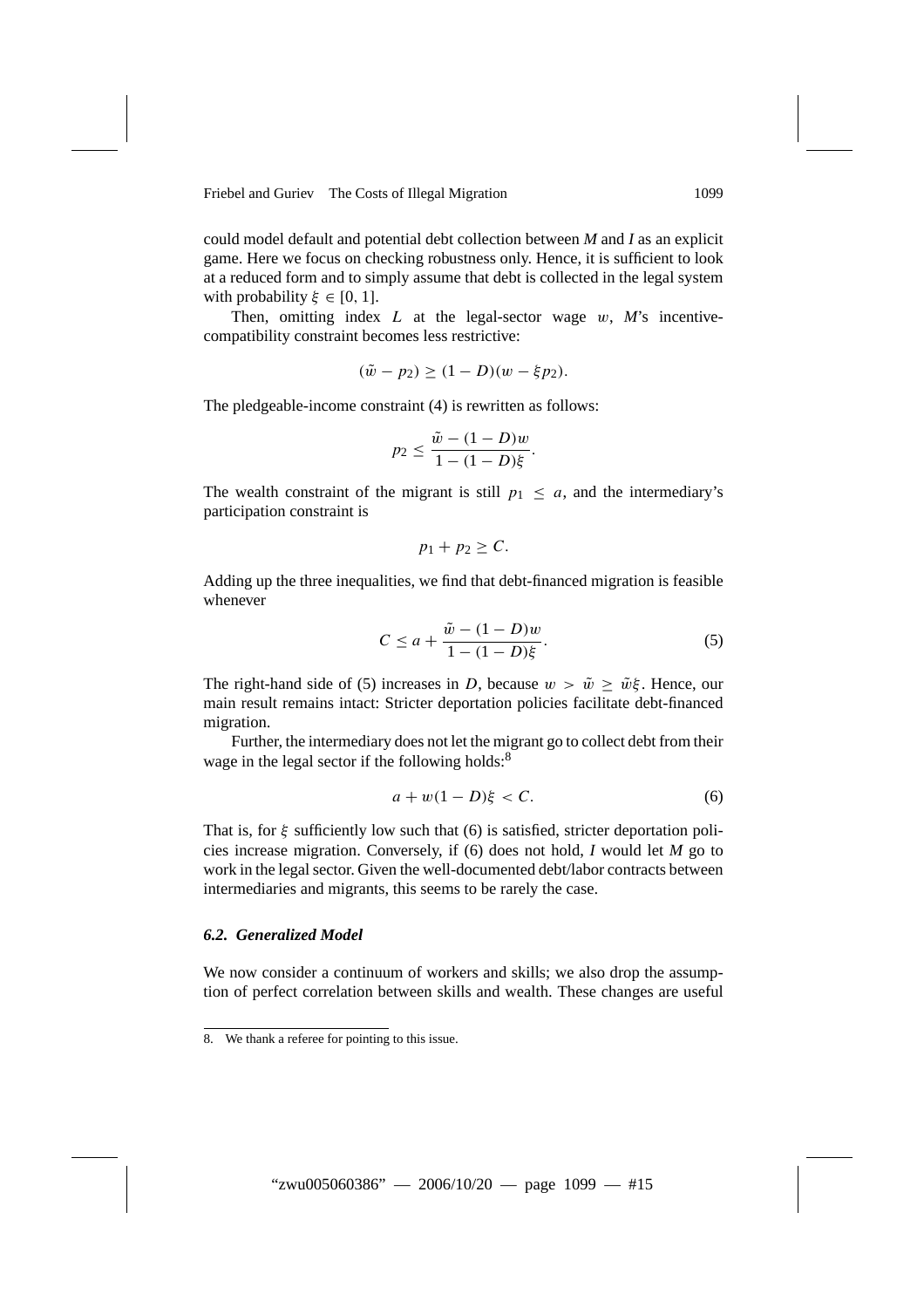could model default and potential debt collection between *M* and *I* as an explicit game. Here we focus on checking robustness only. Hence, it is sufficient to look at a reduced form and to simply assume that debt is collected in the legal system with probability $\xi \in [0, 1]$.

Then, omitting index $L$ at the legal-sector wage $w$, *M*'s incentive-compatibility constraint becomes less restrictive:

$$(\tilde{w} - p_2) \geq (1 - D)(w - \xi p_2).$$

The pledgeable-income constraint (4) is rewritten as follows:

$$p_2 \leq \frac{\tilde{w} - (1 - D)w}{1 - (1 - D)\xi}.$$

The wealth constraint of the migrant is still $p_1 \leq a$, and the intermediary's participation constraint is

$$p_1 + p_2 \geq C.$$

Adding up the three inequalities, we find that debt-financed migration is feasible whenever

$$C \leq a + \frac{\tilde{w} - (1 - D)w}{1 - (1 - D)\xi}. \tag{5}$$

The right-hand side of (5) increases in $D$, because $w > \tilde{w} \geq \tilde{w}\xi$. Hence, our main result remains intact: Stricter deportation policies facilitate debt-financed migration.

Further, the intermediary does not let the migrant go to collect debt from their wage in the legal sector if the following holds:[8]

$$a + w(1 - D)\xi < C. \tag{6}$$

That is, for $\xi$ sufficiently low such that (6) is satisfied, stricter deportation policies increase migration. Conversely, if (6) does not hold, *I* would let *M* go to work in the legal sector. Given the well-documented debt/labor contracts between intermediaries and migrants, this seems to be rarely the case.

### *6.2. Generalized Model*

We now consider a continuum of workers and skills; we also drop the assumption of perfect correlation between skills and wealth. These changes are useful

8. We thank a referee for pointing to this issue.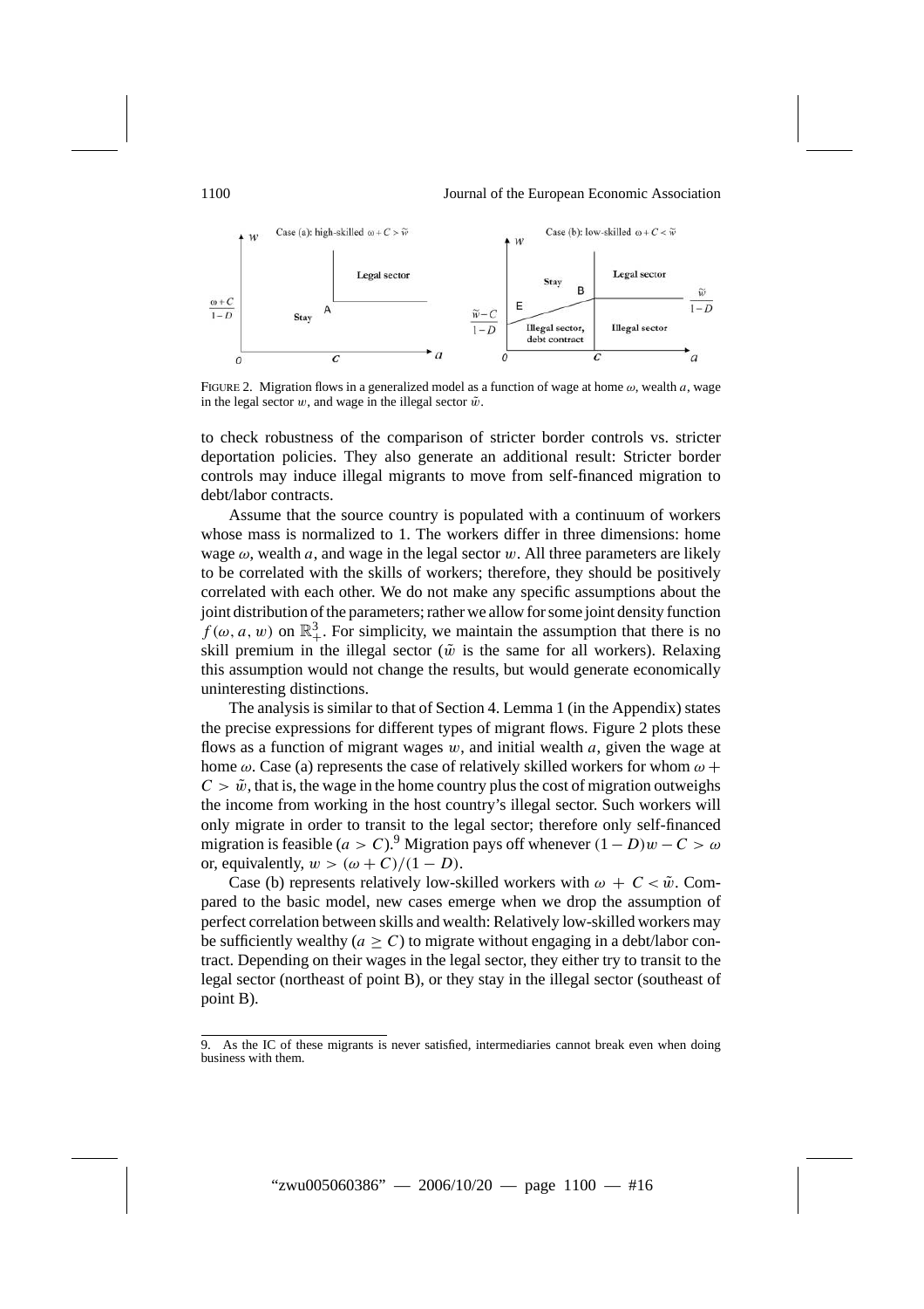FIGURE 2. Migration flows in a generalized model as a function of wage at home $\omega$, wealth $a$, wage in the legal sector $w$, and wage in the illegal sector $\tilde{w}$.

to check robustness of the comparison of stricter border controls vs. stricter deportation policies. They also generate an additional result: Stricter border controls may induce illegal migrants to move from self-financed migration to debt/labor contracts.

Assume that the source country is populated with a continuum of workers whose mass is normalized to 1. The workers differ in three dimensions: home wage $\omega$, wealth $a$, and wage in the legal sector $w$. All three parameters are likely to be correlated with the skills of workers; therefore, they should be positively correlated with each other. We do not make any specific assumptions about the joint distribution of the parameters; rather we allow for some joint density function $f(\omega, a, w)$ on $\mathbb{R}_+^3$. For simplicity, we maintain the assumption that there is no skill premium in the illegal sector ($\tilde{w}$ is the same for all workers). Relaxing this assumption would not change the results, but would generate economically uninteresting distinctions.

The analysis is similar to that of Section 4. Lemma 1 (in the Appendix) states the precise expressions for different types of migrant flows. Figure 2 plots these flows as a function of migrant wages $w$, and initial wealth $a$, given the wage at home $\omega$. Case (a) represents the case of relatively skilled workers for whom $\omega + C > \tilde{w}$, that is, the wage in the home country plus the cost of migration outweighs the income from working in the host country's illegal sector. Such workers will only migrate in order to transit to the legal sector; therefore only self-financed migration is feasible ($a > C$).[9] Migration pays off whenever $(1 - D)w - C > \omega$ or, equivalently, $w > (\omega + C)/(1 - D)$.

Case (b) represents relatively low-skilled workers with $\omega + C < \tilde{w}$. Compared to the basic model, new cases emerge when we drop the assumption of perfect correlation between skills and wealth: Relatively low-skilled workers may be sufficiently wealthy ($a \geq C$) to migrate without engaging in a debt/labor contract. Depending on their wages in the legal sector, they either try to transit to the legal sector (northeast of point B), or they stay in the illegal sector (southeast of point B).

9. As the IC of these migrants is never satisfied, intermediaries cannot break even when doing business with them.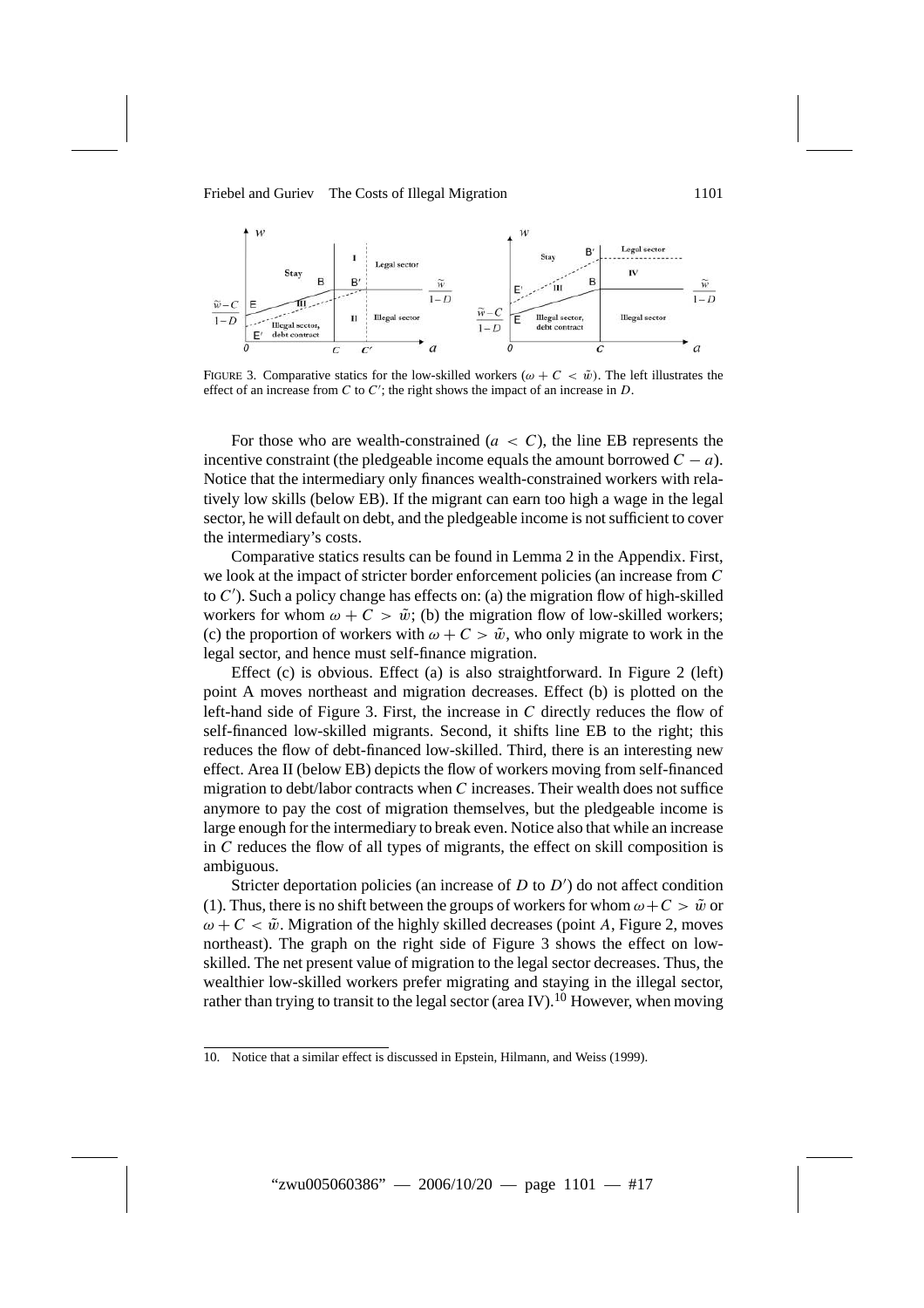FIGURE 3. Comparative statics for the low-skilled workers ($\omega + C < \tilde{w}$). The left illustrates the effect of an increase from $C$ to $C'$; the right shows the impact of an increase in $D$.

For those who are wealth-constrained ($a < C$), the line EB represents the incentive constraint (the pledgeable income equals the amount borrowed $C - a$). Notice that the intermediary only finances wealth-constrained workers with relatively low skills (below EB). If the migrant can earn too high a wage in the legal sector, he will default on debt, and the pledgeable income is not sufficient to cover the intermediary's costs.

Comparative statics results can be found in Lemma 2 in the Appendix. First, we look at the impact of stricter border enforcement policies (an increase from $C$ to $C'$). Such a policy change has effects on: (a) the migration flow of high-skilled workers for whom $\omega + C > \tilde{w}$; (b) the migration flow of low-skilled workers; (c) the proportion of workers with $\omega + C > \tilde{w}$, who only migrate to work in the legal sector, and hence must self-finance migration.

Effect (c) is obvious. Effect (a) is also straightforward. In Figure 2 (left) point A moves northeast and migration decreases. Effect (b) is plotted on the left-hand side of Figure 3. First, the increase in $C$ directly reduces the flow of self-financed low-skilled migrants. Second, it shifts line EB to the right; this reduces the flow of debt-financed low-skilled. Third, there is an interesting new effect. Area II (below EB) depicts the flow of workers moving from self-financed migration to debt/labor contracts when $C$ increases. Their wealth does not suffice anymore to pay the cost of migration themselves, but the pledgeable income is large enough for the intermediary to break even. Notice also that while an increase in $C$ reduces the flow of all types of migrants, the effect on skill composition is ambiguous.

Stricter deportation policies (an increase of $D$ to $D'$) do not affect condition (1). Thus, there is no shift between the groups of workers for whom $\omega + C > \tilde{w}$ or $\omega + C < \tilde{w}$. Migration of the highly skilled decreases (point $A$, Figure 2, moves northeast). The graph on the right side of Figure 3 shows the effect on low-skilled. The net present value of migration to the legal sector decreases. Thus, the wealthier low-skilled workers prefer migrating and staying in the illegal sector, rather than trying to transit to the legal sector (area IV).[10] However, when moving

10. Notice that a similar effect is discussed in Epstein, Hilmann, and Weiss (1999).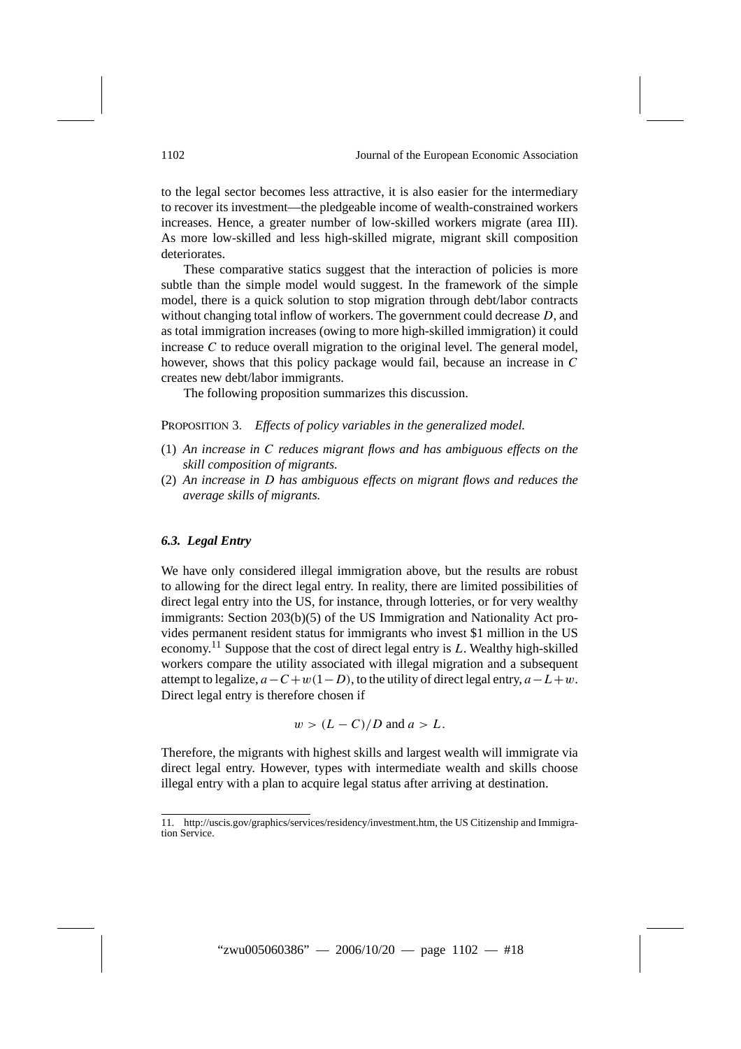to the legal sector becomes less attractive, it is also easier for the intermediary to recover its investment—the pledgeable income of wealth-constrained workers increases. Hence, a greater number of low-skilled workers migrate (area III). As more low-skilled and less high-skilled migrate, migrant skill composition deteriorates.

These comparative statics suggest that the interaction of policies is more subtle than the simple model would suggest. In the framework of the simple model, there is a quick solution to stop migration through debt/labor contracts without changing total inflow of workers. The government could decrease $D$, and as total immigration increases (owing to more high-skilled immigration) it could increase $C$ to reduce overall migration to the original level. The general model, however, shows that this policy package would fail, because an increase in $C$ creates new debt/labor immigrants.

The following proposition summarizes this discussion.

PROPOSITION 3. *Effects of policy variables in the generalized model.*

(1) *An increase in $C$ reduces migrant flows and has ambiguous effects on the skill composition of migrants.*
(2) *An increase in $D$ has ambiguous effects on migrant flows and reduces the average skills of migrants.*

### *6.3. Legal Entry*

We have only considered illegal immigration above, but the results are robust to allowing for the direct legal entry. In reality, there are limited possibilities of direct legal entry into the US, for instance, through lotteries, or for very wealthy immigrants: Section 203(b)(5) of the US Immigration and Nationality Act provides permanent resident status for immigrants who invest \$1 million in the US economy.[11] Suppose that the cost of direct legal entry is $L$. Wealthy high-skilled workers compare the utility associated with illegal migration and a subsequent attempt to legalize, $a - C + w(1 - D)$, to the utility of direct legal entry, $a - L + w$. Direct legal entry is therefore chosen if

$$w > (L - C)/D \text{ and } a > L.$$

Therefore, the migrants with highest skills and largest wealth will immigrate via direct legal entry. However, types with intermediate wealth and skills choose illegal entry with a plan to acquire legal status after arriving at destination.

11. http://uscis.gov/graphics/services/residency/investment.htm, the US Citizenship and Immigration Service.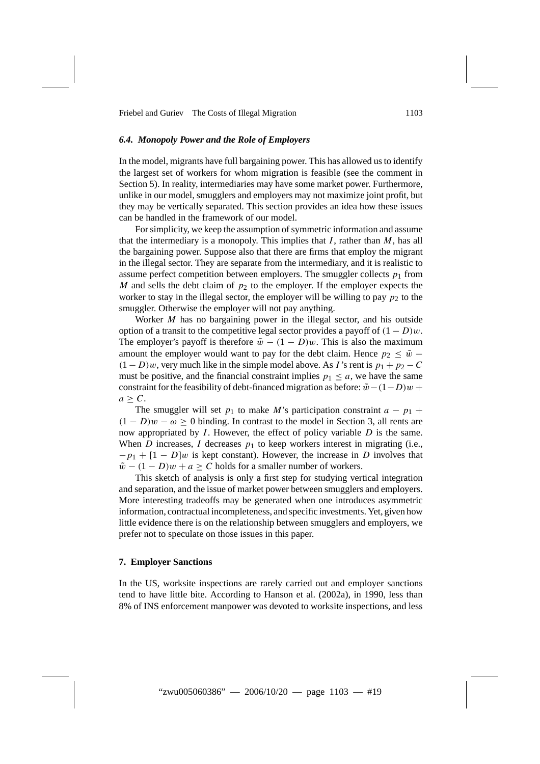### 6.4. Monopoly Power and the Role of Employers

In the model, migrants have full bargaining power. This has allowed us to identify the largest set of workers for whom migration is feasible (see the comment in Section 5). In reality, intermediaries may have some market power. Furthermore, unlike in our model, smugglers and employers may not maximize joint profit, but they may be vertically separated. This section provides an idea how these issues can be handled in the framework of our model.

For simplicity, we keep the assumption of symmetric information and assume that the intermediary is a monopoly. This implies that $I$, rather than $M$, has all the bargaining power. Suppose also that there are firms that employ the migrant in the illegal sector. They are separate from the intermediary, and it is realistic to assume perfect competition between employers. The smuggler collects $p_1$ from $M$ and sells the debt claim of $p_2$ to the employer. If the employer expects the worker to stay in the illegal sector, the employer will be willing to pay $p_2$ to the smuggler. Otherwise the employer will not pay anything.

Worker $M$ has no bargaining power in the illegal sector, and his outside option of a transit to the competitive legal sector provides a payoff of $(1 - D)w$. The employer's payoff is therefore $\tilde{w} - (1 - D)w$. This is also the maximum amount the employer would want to pay for the debt claim. Hence $p_2 \leq \tilde{w} - (1 - D)w$, very much like in the simple model above. As $I$'s rent is $p_1 + p_2 - C$ must be positive, and the financial constraint implies $p_1 \leq a$, we have the same constraint for the feasibility of debt-financed migration as before: $\tilde{w} - (1 - D)w + a \geq C$.

The smuggler will set $p_1$ to make $M$'s participation constraint $a - p_1 + (1 - D)w - \omega \geq 0$ binding. In contrast to the model in Section 3, all rents are now appropriated by $I$. However, the effect of policy variable $D$ is the same. When $D$ increases, $I$ decreases $p_1$ to keep workers interest in migrating (i.e., $-p_1 + [1 - D]w$ is kept constant). However, the increase in $D$ involves that $\tilde{w} - (1 - D)w + a \geq C$ holds for a smaller number of workers.

This sketch of analysis is only a first step for studying vertical integration and separation, and the issue of market power between smugglers and employers. More interesting tradeoffs may be generated when one introduces asymmetric information, contractual incompleteness, and specific investments. Yet, given how little evidence there is on the relationship between smugglers and employers, we prefer not to speculate on those issues in this paper.

## 7. Employer Sanctions

In the US, worksite inspections are rarely carried out and employer sanctions tend to have little bite. According to Hanson et al. (2002a), in 1990, less than 8% of INS enforcement manpower was devoted to worksite inspections, and less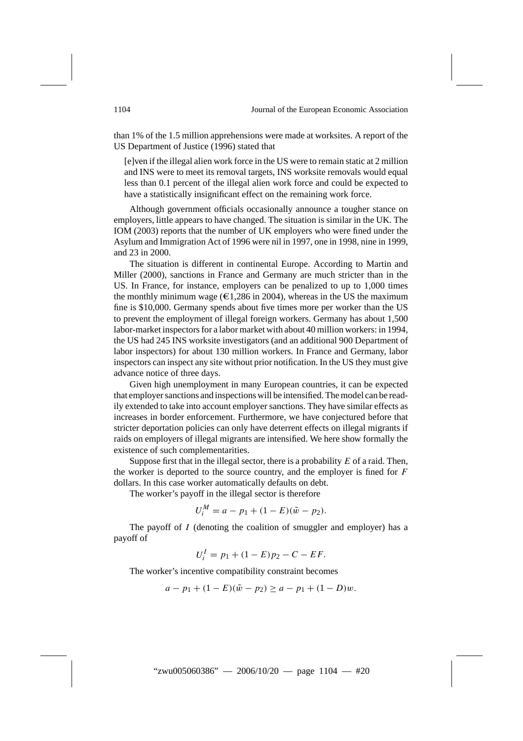than 1% of the 1.5 million apprehensions were made at worksites. A report of the US Department of Justice (1996) stated that

> [e]ven if the illegal alien work force in the US were to remain static at 2 million and INS were to meet its removal targets, INS worksite removals would equal less than 0.1 percent of the illegal alien work force and could be expected to have a statistically insignificant effect on the remaining work force.

Although government officials occasionally announce a tougher stance on employers, little appears to have changed. The situation is similar in the UK. The IOM (2003) reports that the number of UK employers who were fined under the Asylum and Immigration Act of 1996 were nil in 1997, one in 1998, nine in 1999, and 23 in 2000.

The situation is different in continental Europe. According to Martin and Miller (2000), sanctions in France and Germany are much stricter than in the US. In France, for instance, employers can be penalized to up to 1,000 times the monthly minimum wage (€1,286 in 2004), whereas in the US the maximum fine is $10,000. Germany spends about five times more per worker than the US to prevent the employment of illegal foreign workers. Germany has about 1,500 labor-market inspectors for a labor market with about 40 million workers: in 1994, the US had 245 INS worksite investigators (and an additional 900 Department of labor inspectors) for about 130 million workers. In France and Germany, labor inspectors can inspect any site without prior notification. In the US they must give advance notice of three days.

Given high unemployment in many European countries, it can be expected that employer sanctions and inspections will be intensified. The model can be readily extended to take into account employer sanctions. They have similar effects as increases in border enforcement. Furthermore, we have conjectured before that stricter deportation policies can only have deterrent effects on illegal migrants if raids on employers of illegal migrants are intensified. We here show formally the existence of such complementarities.

Suppose first that in the illegal sector, there is a probability $E$ of a raid. Then, the worker is deported to the source country, and the employer is fined for $F$ dollars. In this case worker automatically defaults on debt.

The worker's payoff in the illegal sector is therefore

$$U_i^M = a - p_1 + (1 - E)(\tilde{w} - p_2).$$

The payoff of $I$ (denoting the coalition of smuggler and employer) has a payoff of

$$U_i^I = p_1 + (1 - E)p_2 - C - EF.$$

The worker's incentive compatibility constraint becomes

$$a - p_1 + (1 - E)(\tilde{w} - p_2) \geq a - p_1 + (1 - D)w.$$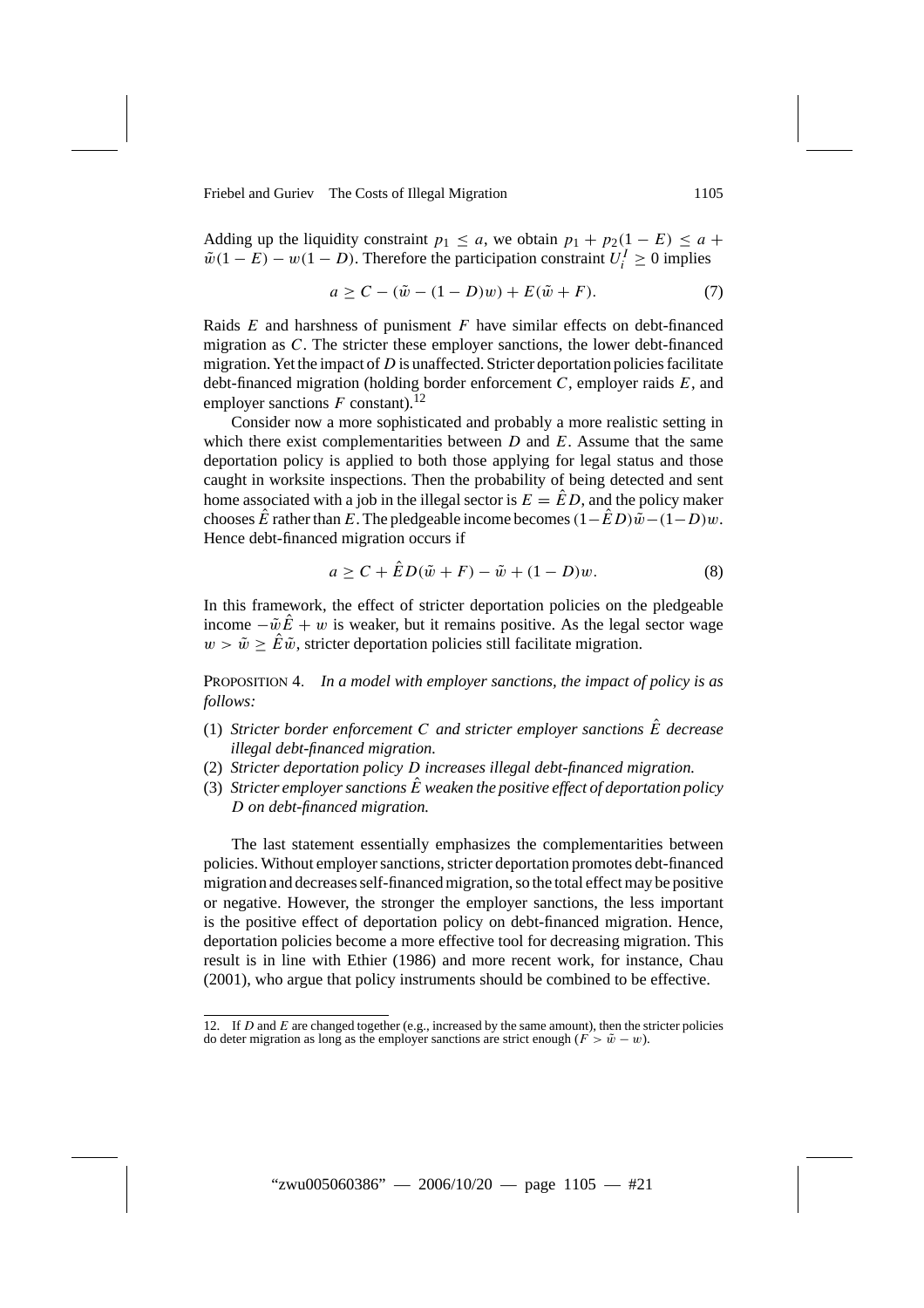Adding up the liquidity constraint $p_1 \leq a$, we obtain $p_1 + p_2(1 - E) \leq a + \tilde{w}(1 - E) - w(1 - D)$. Therefore the participation constraint $U_i^I \geq 0$ implies

$$a \geq C - (\tilde{w} - (1 - D)w) + E(\tilde{w} + F). \tag{7}$$

Raids $E$ and harshness of punishment $F$ have similar effects on debt-financed migration as $C$. The stricter these employer sanctions, the lower debt-financed migration. Yet the impact of $D$ is unaffected. Stricter deportation policies facilitate debt-financed migration (holding border enforcement $C$, employer raids $E$, and employer sanctions $F$ constant).[12]

Consider now a more sophisticated and probably a more realistic setting in which there exist complementarities between $D$ and $E$. Assume that the same deportation policy is applied to both those applying for legal status and those caught in worksite inspections. Then the probability of being detected and sent home associated with a job in the illegal sector is $E = \hat{E}D$, and the policy maker chooses $\hat{E}$ rather than $E$. The pledgeable income becomes $(1-\hat{E}D)\tilde{w} - (1-D)w$. Hence debt-financed migration occurs if

$$a \geq C + \hat{E}D(\tilde{w} + F) - \tilde{w} + (1 - D)w. \tag{8}$$

In this framework, the effect of stricter deportation policies on the pledgeable income $-\tilde{w}\hat{E} + w$ is weaker, but it remains positive. As the legal sector wage $w > \tilde{w} \geq \hat{E}\tilde{w}$, stricter deportation policies still facilitate migration.

PROPOSITION 4. *In a model with employer sanctions, the impact of policy is as follows:*

(1) *Stricter border enforcement $C$ and stricter employer sanctions $\hat{E}$ decrease illegal debt-financed migration.*
(2) *Stricter deportation policy $D$ increases illegal debt-financed migration.*
(3) *Stricter employer sanctions $\hat{E}$ weaken the positive effect of deportation policy $D$ on debt-financed migration.*

The last statement essentially emphasizes the complementarities between policies. Without employer sanctions, stricter deportation promotes debt-financed migration and decreases self-financed migration, so the total effect may be positive or negative. However, the stronger the employer sanctions, the less important is the positive effect of deportation policy on debt-financed migration. Hence, deportation policies become a more effective tool for decreasing migration. This result is in line with Ethier (1986) and more recent work, for instance, Chau (2001), who argue that policy instruments should be combined to be effective.

---

12. If $D$ and $E$ are changed together (e.g., increased by the same amount), then the stricter policies do deter migration as long as the employer sanctions are strict enough ($F > \tilde{w} - w$).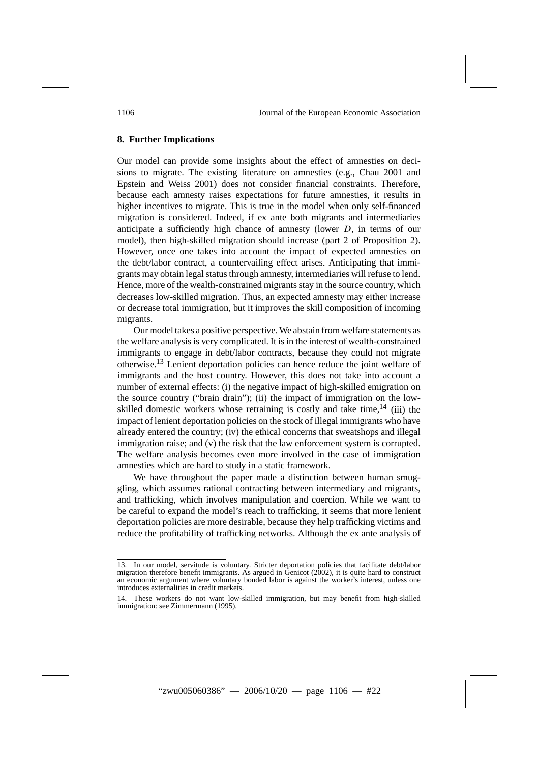## 8. Further Implications

Our model can provide some insights about the effect of amnesties on decisions to migrate. The existing literature on amnesties (e.g., Chau 2001 and Epstein and Weiss 2001) does not consider financial constraints. Therefore, because each amnesty raises expectations for future amnesties, it results in higher incentives to migrate. This is true in the model when only self-financed migration is considered. Indeed, if ex ante both migrants and intermediaries anticipate a sufficiently high chance of amnesty (lower $D$, in terms of our model), then high-skilled migration should increase (part 2 of Proposition 2). However, once one takes into account the impact of expected amnesties on the debt/labor contract, a countervailing effect arises. Anticipating that immigrants may obtain legal status through amnesty, intermediaries will refuse to lend. Hence, more of the wealth-constrained migrants stay in the source country, which decreases low-skilled migration. Thus, an expected amnesty may either increase or decrease total immigration, but it improves the skill composition of incoming migrants.

Our model takes a positive perspective. We abstain from welfare statements as the welfare analysis is very complicated. It is in the interest of wealth-constrained immigrants to engage in debt/labor contracts, because they could not migrate otherwise.[13] Lenient deportation policies can hence reduce the joint welfare of immigrants and the host country. However, this does not take into account a number of external effects: (i) the negative impact of high-skilled emigration on the source country ("brain drain"); (ii) the impact of immigration on the low-skilled domestic workers whose retraining is costly and take time,[14] (iii) the impact of lenient deportation policies on the stock of illegal immigrants who have already entered the country; (iv) the ethical concerns that sweatshops and illegal immigration raise; and (v) the risk that the law enforcement system is corrupted. The welfare analysis becomes even more involved in the case of immigration amnesties which are hard to study in a static framework.

We have throughout the paper made a distinction between human smuggling, which assumes rational contracting between intermediary and migrants, and trafficking, which involves manipulation and coercion. While we want to be careful to expand the model's reach to trafficking, it seems that more lenient deportation policies are more desirable, because they help trafficking victims and reduce the profitability of trafficking networks. Although the ex ante analysis of

---

13. In our model, servitude is voluntary. Stricter deportation policies that facilitate debt/labor migration therefore benefit immigrants. As argued in Genicot (2002), it is quite hard to construct an economic argument where voluntary bonded labor is against the worker's interest, unless one introduces externalities in credit markets.

14. These workers do not want low-skilled immigration, but may benefit from high-skilled immigration: see Zimmermann (1995).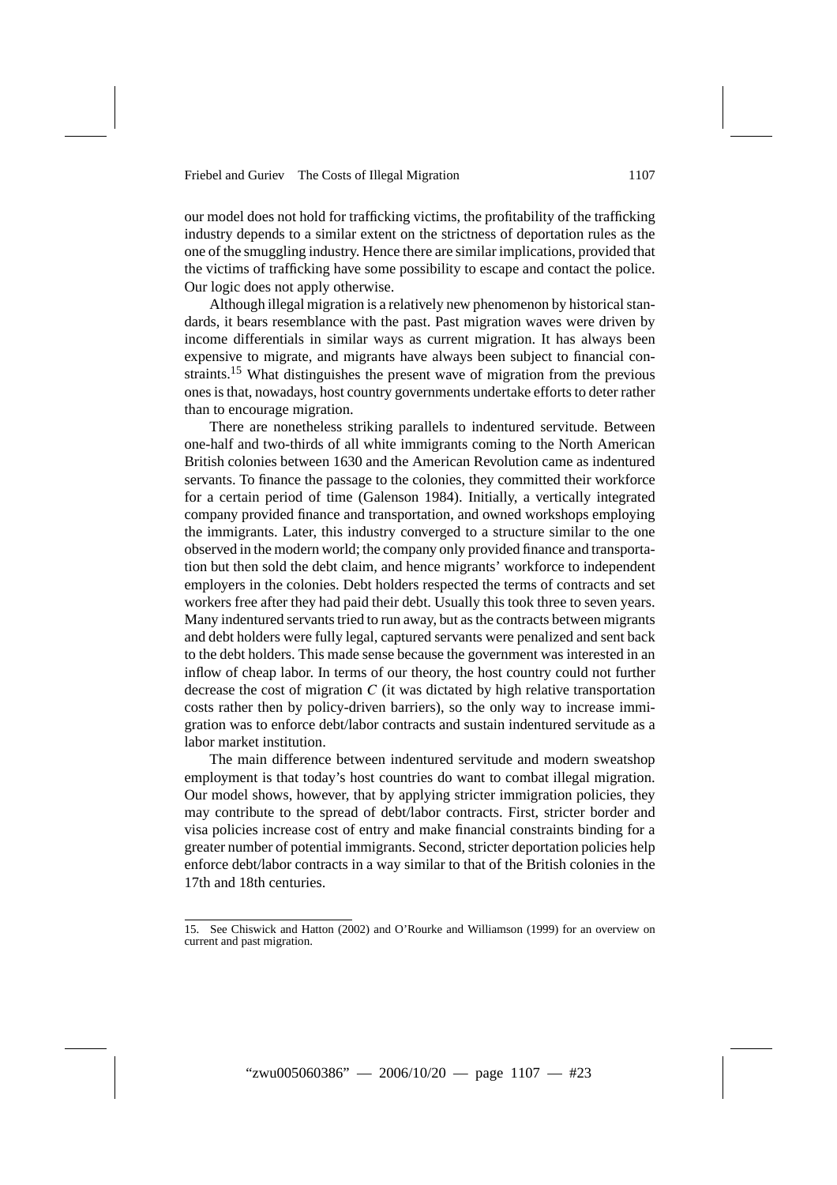our model does not hold for trafficking victims, the profitability of the trafficking industry depends to a similar extent on the strictness of deportation rules as the one of the smuggling industry. Hence there are similar implications, provided that the victims of trafficking have some possibility to escape and contact the police. Our logic does not apply otherwise.

Although illegal migration is a relatively new phenomenon by historical standards, it bears resemblance with the past. Past migration waves were driven by income differentials in similar ways as current migration. It has always been expensive to migrate, and migrants have always been subject to financial constraints.[15] What distinguishes the present wave of migration from the previous ones is that, nowadays, host country governments undertake efforts to deter rather than to encourage migration.

There are nonetheless striking parallels to indentured servitude. Between one-half and two-thirds of all white immigrants coming to the North American British colonies between 1630 and the American Revolution came as indentured servants. To finance the passage to the colonies, they committed their workforce for a certain period of time (Galenson 1984). Initially, a vertically integrated company provided finance and transportation, and owned workshops employing the immigrants. Later, this industry converged to a structure similar to the one observed in the modern world; the company only provided finance and transportation but then sold the debt claim, and hence migrants' workforce to independent employers in the colonies. Debt holders respected the terms of contracts and set workers free after they had paid their debt. Usually this took three to seven years. Many indentured servants tried to run away, but as the contracts between migrants and debt holders were fully legal, captured servants were penalized and sent back to the debt holders. This made sense because the government was interested in an inflow of cheap labor. In terms of our theory, the host country could not further decrease the cost of migration $C$ (it was dictated by high relative transportation costs rather then by policy-driven barriers), so the only way to increase immigration was to enforce debt/labor contracts and sustain indentured servitude as a labor market institution.

The main difference between indentured servitude and modern sweatshop employment is that today's host countries do want to combat illegal migration. Our model shows, however, that by applying stricter immigration policies, they may contribute to the spread of debt/labor contracts. First, stricter border and visa policies increase cost of entry and make financial constraints binding for a greater number of potential immigrants. Second, stricter deportation policies help enforce debt/labor contracts in a way similar to that of the British colonies in the 17th and 18th centuries.

---

15. See Chiswick and Hatton (2002) and O'Rourke and Williamson (1999) for an overview on current and past migration.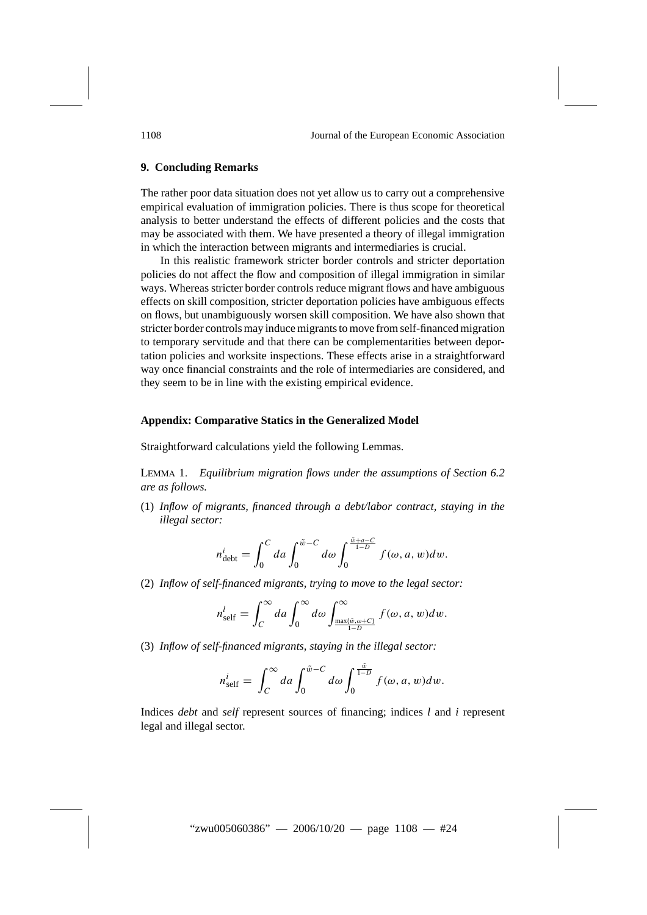## 9. Concluding Remarks

The rather poor data situation does not yet allow us to carry out a comprehensive empirical evaluation of immigration policies. There is thus scope for theoretical analysis to better understand the effects of different policies and the costs that may be associated with them. We have presented a theory of illegal immigration in which the interaction between migrants and intermediaries is crucial.

In this realistic framework stricter border controls and stricter deportation policies do not affect the flow and composition of illegal immigration in similar ways. Whereas stricter border controls reduce migrant flows and have ambiguous effects on skill composition, stricter deportation policies have ambiguous effects on flows, but unambiguously worsen skill composition. We have also shown that stricter border controls may induce migrants to move from self-financed migration to temporary servitude and that there can be complementarities between deportation policies and worksite inspections. These effects arise in a straightforward way once financial constraints and the role of intermediaries are considered, and they seem to be in line with the existing empirical evidence.

## Appendix: Comparative Statics in the Generalized Model

Straightforward calculations yield the following Lemmas.

LEMMA 1. *Equilibrium migration flows under the assumptions of Section 6.2 are as follows.*

(1) *Inflow of migrants, financed through a debt/labor contract, staying in the illegal sector:*

$$n_{\text{debt}}^{i} = \int_{0}^{C} da \int_{0}^{\tilde{w}-C} d\omega \int_{0}^{\frac{\tilde{w}+a-C}{1-D}} f(\omega, a, w) dw.$$

(2) *Inflow of self-financed migrants, trying to move to the legal sector:*

$$n_{\text{self}}^{l} = \int_{C}^{\infty} da \int_{0}^{\infty} d\omega \int_{\frac{\max\{\tilde{w}, \omega+C\}}{1-D}}^{\infty} f(\omega, a, w) dw.$$

(3) *Inflow of self-financed migrants, staying in the illegal sector:*

$$n_{\text{self}}^{i} = \int_{C}^{\infty} da \int_{0}^{\tilde{w}-C} d\omega \int_{0}^{\frac{\tilde{w}}{1-D}} f(\omega, a, w) dw.$$

Indices *debt* and *self* represent sources of financing; indices *l* and *i* represent legal and illegal sector.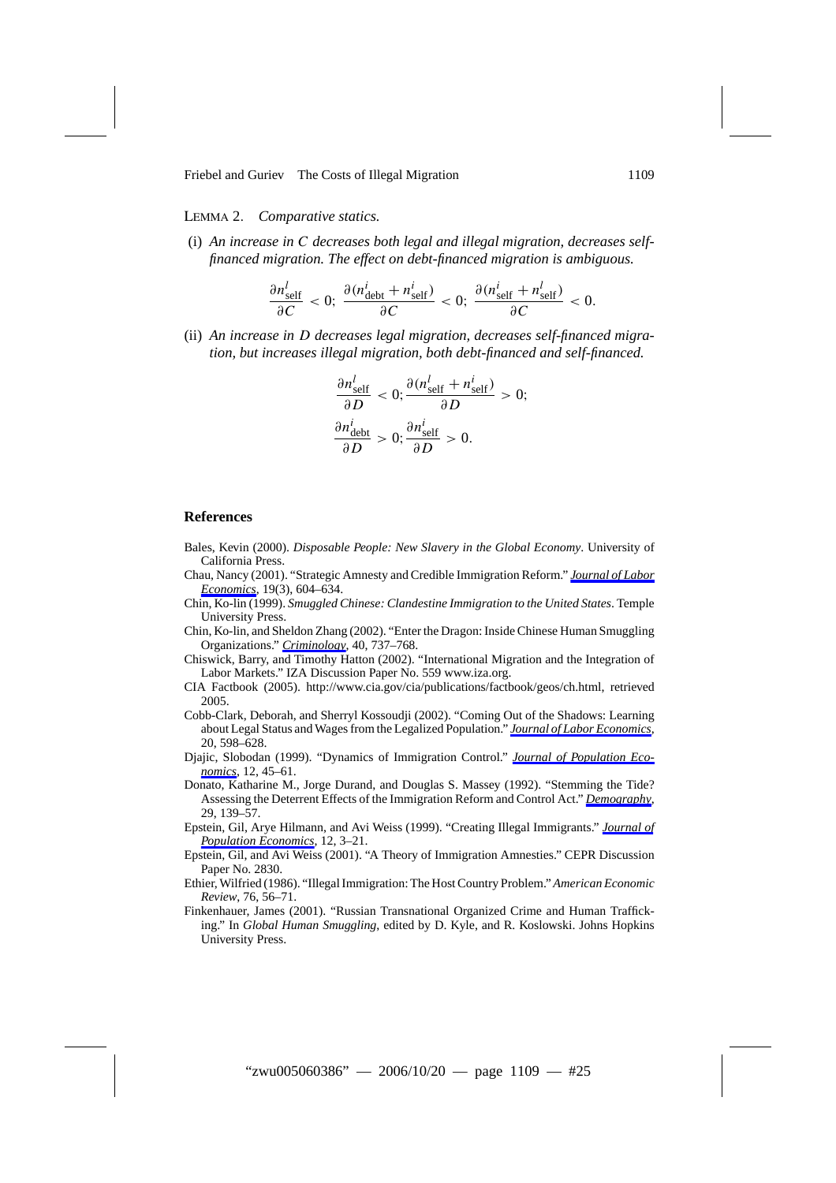LEMMA 2. *Comparative statics.*

(i) *An increase in $C$ decreases both legal and illegal migration, decreases self-financed migration. The effect on debt-financed migration is ambiguous.*

$$\frac{\partial n^l_{\text{self}}}{\partial C} < 0;\ \frac{\partial (n^i_{\text{debt}} + n^i_{\text{self}})}{\partial C} < 0;\ \frac{\partial (n^i_{\text{self}} + n^l_{\text{self}})}{\partial C} < 0.$$

(ii) *An increase in $D$ decreases legal migration, decreases self-financed migration, but increases illegal migration, both debt-financed and self-financed.*

$$\frac{\partial n^l_{\text{self}}}{\partial D} < 0; \frac{\partial (n^l_{\text{self}} + n^i_{\text{self}})}{\partial D} > 0;$$

$$\frac{\partial n^i_{\text{debt}}}{\partial D} > 0; \frac{\partial n^i_{\text{self}}}{\partial D} > 0.$$

## References

Bales, Kevin (2000). *Disposable People: New Slavery in the Global Economy*. University of California Press.

Chau, Nancy (2001). "Strategic Amnesty and Credible Immigration Reform." *Journal of Labor Economics*, 19(3), 604–634.

Chin, Ko-lin (1999). *Smuggled Chinese: Clandestine Immigration to the United States*. Temple University Press.

Chin, Ko-lin, and Sheldon Zhang (2002). "Enter the Dragon: Inside Chinese Human Smuggling Organizations." *Criminology*, 40, 737–768.

Chiswick, Barry, and Timothy Hatton (2002). "International Migration and the Integration of Labor Markets." IZA Discussion Paper No. 559 www.iza.org.

CIA Factbook (2005). http://www.cia.gov/cia/publications/factbook/geos/ch.html, retrieved 2005.

Cobb-Clark, Deborah, and Sherryl Kossoudji (2002). "Coming Out of the Shadows: Learning about Legal Status and Wages from the Legalized Population." *Journal of Labor Economics*, 20, 598–628.

Djajic, Slobodan (1999). "Dynamics of Immigration Control." *Journal of Population Economics*, 12, 45–61.

Donato, Katharine M., Jorge Durand, and Douglas S. Massey (1992). "Stemming the Tide? Assessing the Deterrent Effects of the Immigration Reform and Control Act." *Demography*, 29, 139–57.

Epstein, Gil, Arye Hilmann, and Avi Weiss (1999). "Creating Illegal Immigrants." *Journal of Population Economics*, 12, 3–21.

Epstein, Gil, and Avi Weiss (2001). "A Theory of Immigration Amnesties." CEPR Discussion Paper No. 2830.

Ethier, Wilfried (1986). "Illegal Immigration: The Host Country Problem." *American Economic Review*, 76, 56–71.

Finkenhauer, James (2001). "Russian Transnational Organized Crime and Human Trafficking." In *Global Human Smuggling*, edited by D. Kyle, and R. Koslowski. Johns Hopkins University Press.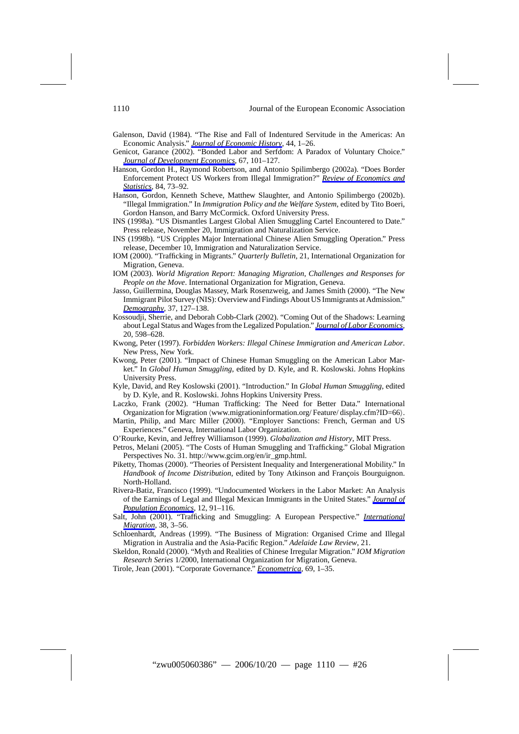Galenson, David (1984). "The Rise and Fall of Indentured Servitude in the Americas: An Economic Analysis." *Journal of Economic History*, 44, 1–26.

Genicot, Garance (2002). "Bonded Labor and Serfdom: A Paradox of Voluntary Choice." *Journal of Development Economics*, 67, 101–127.

Hanson, Gordon H., Raymond Robertson, and Antonio Spilimbergo (2002a). "Does Border Enforcement Protect US Workers from Illegal Immigration?" *Review of Economics and Statistics*, 84, 73–92.

Hanson, Gordon, Kenneth Scheve, Matthew Slaughter, and Antonio Spilimbergo (2002b). "Illegal Immigration." In *Immigration Policy and the Welfare System*, edited by Tito Boeri, Gordon Hanson, and Barry McCormick. Oxford University Press.

INS (1998a). "US Dismantles Largest Global Alien Smuggling Cartel Encountered to Date." Press release, November 20, Immigration and Naturalization Service.

INS (1998b). "US Cripples Major International Chinese Alien Smuggling Operation." Press release, December 10, Immigration and Naturalization Service.

IOM (2000). "Trafficking in Migrants." *Quarterly Bulletin*, 21, International Organization for Migration, Geneva.

IOM (2003). *World Migration Report: Managing Migration, Challenges and Responses for People on the Move*. International Organization for Migration, Geneva.

Jasso, Guillermina, Douglas Massey, Mark Rosenzweig, and James Smith (2000). "The New Immigrant Pilot Survey (NIS): Overview and Findings About US Immigrants at Admission." *Demography*, 37, 127–138.

Kossoudji, Sherrie, and Deborah Cobb-Clark (2002). "Coming Out of the Shadows: Learning about Legal Status and Wages from the Legalized Population." *Journal of Labor Economics*, 20, 598–628.

Kwong, Peter (1997). *Forbidden Workers: Illegal Chinese Immigration and American Labor*. New Press, New York.

Kwong, Peter (2001). "Impact of Chinese Human Smuggling on the American Labor Market." In *Global Human Smuggling*, edited by D. Kyle, and R. Koslowski. Johns Hopkins University Press.

Kyle, David, and Rey Koslowski (2001). "Introduction." In *Global Human Smuggling*, edited by D. Kyle, and R. Koslowski. Johns Hopkins University Press.

Laczko, Frank (2002). "Human Trafficking: The Need for Better Data." International Organization for Migration ⟨www.migrationinformation.org/Feature/display.cfm?ID=66⟩.

Martin, Philip, and Marc Miller (2000). "Employer Sanctions: French, German and US Experiences." Geneva, International Labor Organization.

O'Rourke, Kevin, and Jeffrey Williamson (1999). *Globalization and History*, MIT Press.

Petros, Melani (2005). "The Costs of Human Smuggling and Trafficking." Global Migration Perspectives No. 31. http://www.gcim.org/en/ir_gmp.html.

Piketty, Thomas (2000). "Theories of Persistent Inequality and Intergenerational Mobility." In *Handbook of Income Distribution*, edited by Tony Atkinson and François Bourguignon. North-Holland.

Rivera-Batiz, Francisco (1999). "Undocumented Workers in the Labor Market: An Analysis of the Earnings of Legal and Illegal Mexican Immigrants in the United States." *Journal of Population Economics*, 12, 91–116.

Salt, John (2001). "Trafficking and Smuggling: A European Perspective." *International Migration*, 38, 3–56.

Schloenhardt, Andreas (1999). "The Business of Migration: Organised Crime and Illegal Migration in Australia and the Asia-Pacific Region." *Adelaide Law Review*, 21.

Skeldon, Ronald (2000). "Myth and Realities of Chinese Irregular Migration." *IOM Migration Research Series* 1/2000, International Organization for Migration, Geneva.

Tirole, Jean (2001). "Corporate Governance." *Econometrica*, 69, 1–35.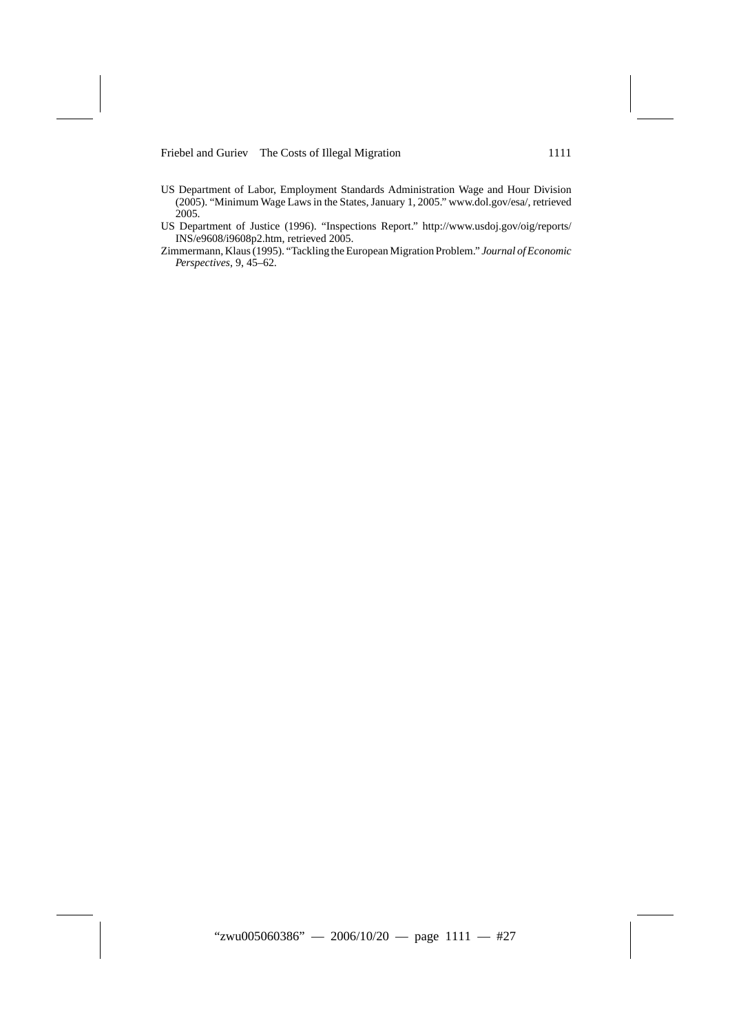US Department of Labor, Employment Standards Administration Wage and Hour Division (2005). "Minimum Wage Laws in the States, January 1, 2005." www.dol.gov/esa/, retrieved 2005.

US Department of Justice (1996). "Inspections Report." http://www.usdoj.gov/oig/reports/INS/e9608/i9608p2.htm, retrieved 2005.

Zimmermann, Klaus (1995). "Tackling the European Migration Problem." *Journal of Economic Perspectives*, 9, 45–62.